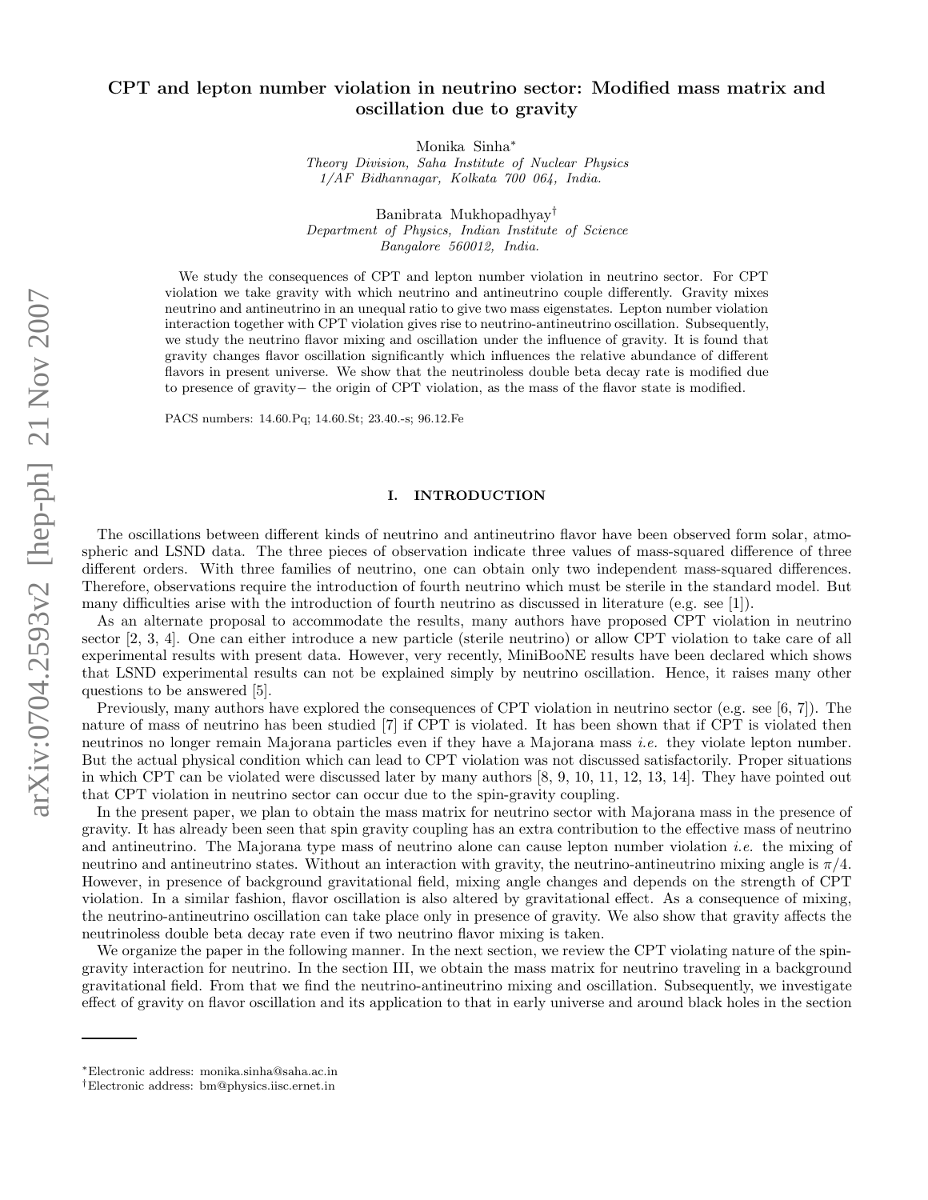# CPT and lepton number violation in neutrino sector: Modified mass matrix and oscillation due to gravity

Monika Sinha*

*Theory Division, Saha Institute of Nuclear Physics*
*1/AF Bidhannagar, Kolkata 700 064, India.*

Banibrata Mukhopadhyay†

*Department of Physics, Indian Institute of Science*
*Bangalore 560012, India.*

We study the consequences of CPT and lepton number violation in neutrino sector. For CPT violation we take gravity with which neutrino and antineutrino couple differently. Gravity mixes neutrino and antineutrino in an unequal ratio to give two mass eigenstates. Lepton number violation interaction together with CPT violation gives rise to neutrino-antineutrino oscillation. Subsequently, we study the neutrino flavor mixing and oscillation under the influence of gravity. It is found that gravity changes flavor oscillation significantly which influences the relative abundance of different flavors in present universe. We show that the neutrinoless double beta decay rate is modified due to presence of gravity− the origin of CPT violation, as the mass of the flavor state is modified.

PACS numbers: 14.60.Pq; 14.60.St; 23.40.-s; 96.12.Fe

## I. INTRODUCTION

The oscillations between different kinds of neutrino and antineutrino flavor have been observed form solar, atmospheric and LSND data. The three pieces of observation indicate three values of mass-squared difference of three different orders. With three families of neutrino, one can obtain only two independent mass-squared differences. Therefore, observations require the introduction of fourth neutrino which must be sterile in the standard model. But many difficulties arise with the introduction of fourth neutrino as discussed in literature (e.g. see [1]).

As an alternate proposal to accommodate the results, many authors have proposed CPT violation in neutrino sector [2, 3, 4]. One can either introduce a new particle (sterile neutrino) or allow CPT violation to take care of all experimental results with present data. However, very recently, MiniBooNE results have been declared which shows that LSND experimental results can not be explained simply by neutrino oscillation. Hence, it raises many other questions to be answered [5].

Previously, many authors have explored the consequences of CPT violation in neutrino sector (e.g. see [6, 7]). The nature of mass of neutrino has been studied [7] if CPT is violated. It has been shown that if CPT is violated then neutrinos no longer remain Majorana particles even if they have a Majorana mass *i.e.* they violate lepton number. But the actual physical condition which can lead to CPT violation was not discussed satisfactorily. Proper situations in which CPT can be violated were discussed later by many authors [8, 9, 10, 11, 12, 13, 14]. They have pointed out that CPT violation in neutrino sector can occur due to the spin-gravity coupling.

In the present paper, we plan to obtain the mass matrix for neutrino sector with Majorana mass in the presence of gravity. It has already been seen that spin gravity coupling has an extra contribution to the effective mass of neutrino and antineutrino. The Majorana type mass of neutrino alone can cause lepton number violation *i.e.* the mixing of neutrino and antineutrino states. Without an interaction with gravity, the neutrino-antineutrino mixing angle is $\pi/4$. However, in presence of background gravitational field, mixing angle changes and depends on the strength of CPT violation. In a similar fashion, flavor oscillation is also altered by gravitational effect. As a consequence of mixing, the neutrino-antineutrino oscillation can take place only in presence of gravity. We also show that gravity affects the neutrinoless double beta decay rate even if two neutrino flavor mixing is taken.

We organize the paper in the following manner. In the next section, we review the CPT violating nature of the spin-gravity interaction for neutrino. In the section III, we obtain the mass matrix for neutrino traveling in a background gravitational field. From that we find the neutrino-antineutrino mixing and oscillation. Subsequently, we investigate effect of gravity on flavor oscillation and its application to that in early universe and around black holes in the section

*Electronic address: monika.sinha@saha.ac.in
†Electronic address: bm@physics.iisc.ernet.in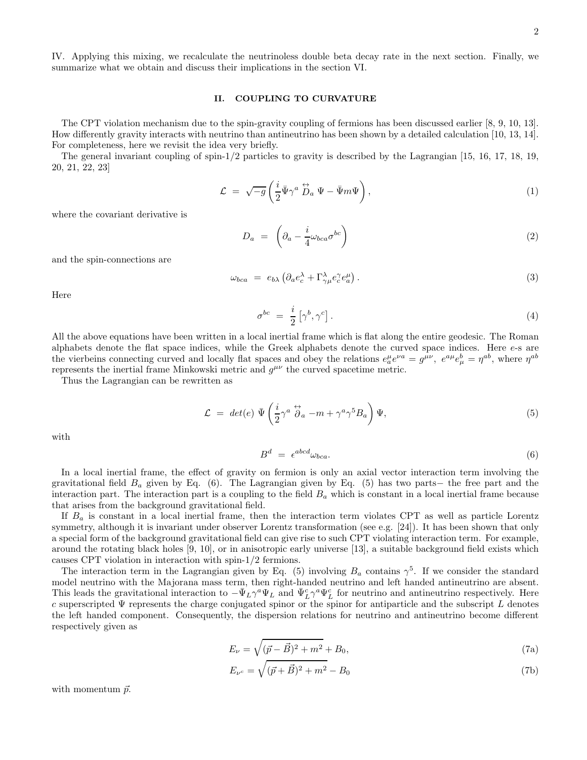IV. Applying this mixing, we recalculate the neutrinoless double beta decay rate in the next section. Finally, we summarize what we obtain and discuss their implications in the section VI.

## II. COUPLING TO CURVATURE

The CPT violation mechanism due to the spin-gravity coupling of fermions has been discussed earlier [8, 9, 10, 13]. How differently gravity interacts with neutrino than antineutrino has been shown by a detailed calculation [10, 13, 14]. For completeness, here we revisit the idea very briefly.

The general invariant coupling of spin-1/2 particles to gravity is described by the Lagrangian [15, 16, 17, 18, 19, 20, 21, 22, 23]

$$\mathcal{L} \ = \ \sqrt{-g}\left(\frac{i}{2}\bar{\Psi}\gamma^a \overset{\leftrightarrow}{D}_a \Psi - \bar{\Psi}m\Psi\right), \tag{1}$$

where the covariant derivative is

$$D_a \ = \ \left(\partial_a - \frac{i}{4}\omega_{bca}\sigma^{bc}\right) \tag{2}$$

and the spin-connections are

$$\omega_{bca} \ = \ e_{b\lambda}\left(\partial_a e_c^\lambda + \Gamma^\lambda_{\gamma\mu}e_c^\gamma e_a^\mu\right). \tag{3}$$

Here

$$\sigma^{bc} \ = \ \frac{i}{2}\left[\gamma^b, \gamma^c\right]. \tag{4}$$

All the above equations have been written in a local inertial frame which is flat along the entire geodesic. The Roman alphabets denote the flat space indices, while the Greek alphabets denote the curved space indices. Here $e$-s are the vierbeins connecting curved and locally flat spaces and obey the relations $e_a^\mu e^{\nu a} = g^{\mu\nu}$, $e^{a\mu}e_\mu^b = \eta^{ab}$, where $\eta^{ab}$ represents the inertial frame Minkowski metric and $g^{\mu\nu}$ the curved spacetime metric.

Thus the Lagrangian can be rewritten as

$$\mathcal{L} \ = \ det(e)\ \bar{\Psi}\left(\frac{i}{2}\gamma^a \overset{\leftrightarrow}{\partial}_a - m + \gamma^a\gamma^5 B_a\right)\Psi, \tag{5}$$

with

$$B^d \ = \ \epsilon^{abcd}\omega_{bca}. \tag{6}$$

In a local inertial frame, the effect of gravity on fermion is only an axial vector interaction term involving the gravitational field $B_a$ given by Eq. (6). The Lagrangian given by Eq. (5) has two parts− the free part and the interaction part. The interaction part is a coupling to the field $B_a$ which is constant in a local inertial frame because that arises from the background gravitational field.

If $B_a$ is constant in a local inertial frame, then the interaction term violates CPT as well as particle Lorentz symmetry, although it is invariant under observer Lorentz transformation (see e.g. [24]). It has been shown that only a special form of the background gravitational field can give rise to such CPT violating interaction term. For example, around the rotating black holes [9, 10], or in anisotropic early universe [13], a suitable background field exists which causes CPT violation in interaction with spin-1/2 fermions.

The interaction term in the Lagrangian given by Eq. (5) involving $B_a$ contains $\gamma^5$. If we consider the standard model neutrino with the Majorana mass term, then right-handed neutrino and left handed antineutrino are absent. This leads the gravitational interaction to $-\bar{\Psi}_L\gamma^a\Psi_L$ and $\bar{\Psi}_L^c\gamma^a\Psi_L^c$ for neutrino and antineutrino respectively. Here $c$ superscripted $\Psi$ represents the charge conjugated spinor or the spinor for antiparticle and the subscript $L$ denotes the left handed component. Consequently, the dispersion relations for neutrino and antineutrino become different respectively given as

$$E_\nu = \sqrt{(\vec{p} - \vec{B})^2 + m^2} + B_0, \tag{7a}$$

$$E_{\nu^c} = \sqrt{(\vec{p} + \vec{B})^2 + m^2} - B_0 \tag{7b}$$

with momentum $\vec{p}$.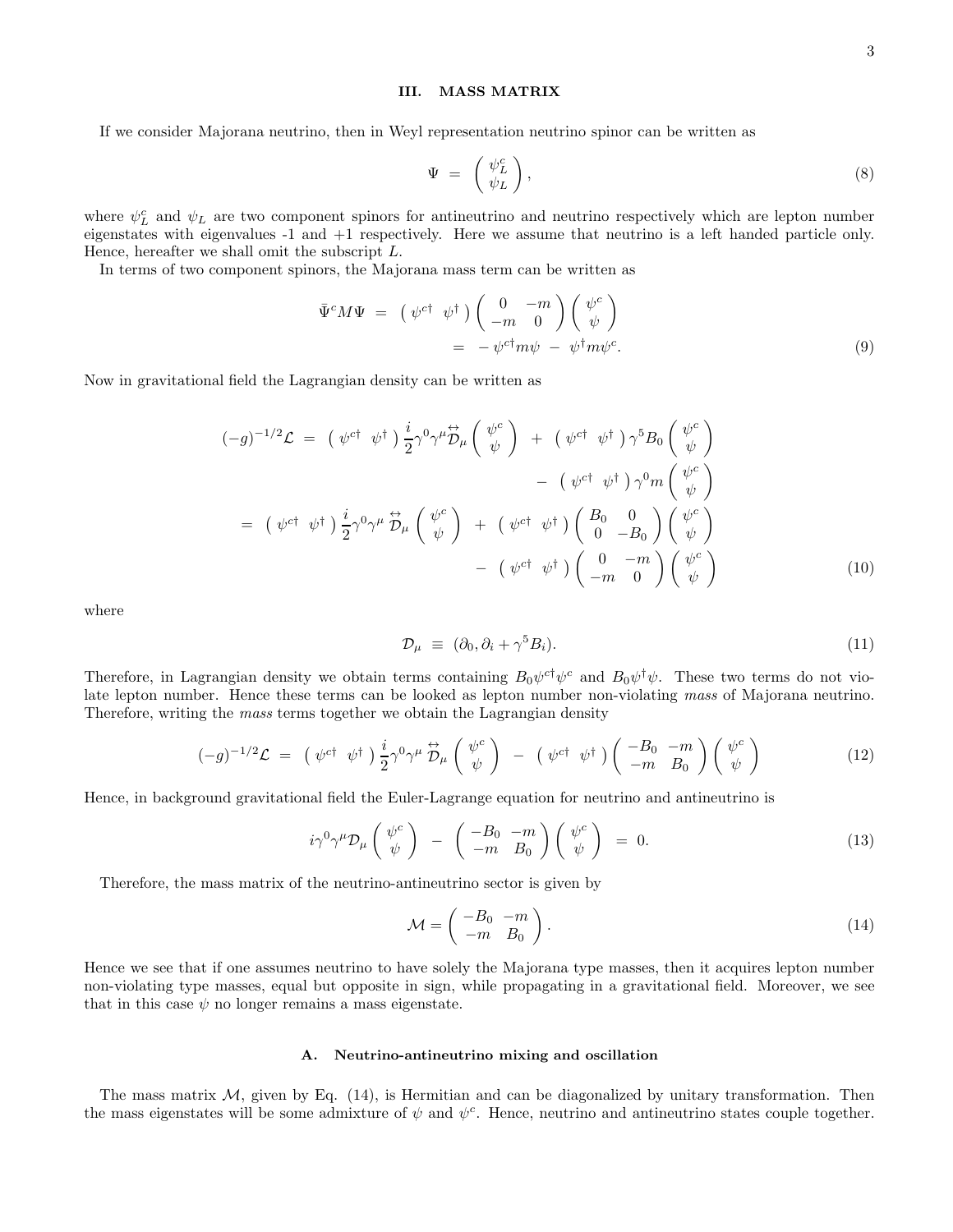## III. MASS MATRIX

If we consider Majorana neutrino, then in Weyl representation neutrino spinor can be written as

$$\Psi \; = \; \begin{pmatrix} \psi_L^c \\ \psi_L \end{pmatrix}, \tag{8}$$

where $\psi_L^c$ and $\psi_L$ are two component spinors for antineutrino and neutrino respectively which are lepton number eigenstates with eigenvalues -1 and +1 respectively. Here we assume that neutrino is a left handed particle only. Hence, hereafter we shall omit the subscript $L$.

In terms of two component spinors, the Majorana mass term can be written as

$$\begin{aligned} \bar{\Psi}^c M \Psi \; &= \; \begin{pmatrix} \psi^{c\dagger} & \psi^\dagger \end{pmatrix} \begin{pmatrix} 0 & -m \\ -m & 0 \end{pmatrix} \begin{pmatrix} \psi^c \\ \psi \end{pmatrix} \\ &= \; -\,\psi^{c\dagger} m \psi \; - \; \psi^\dagger m \psi^c. \end{aligned} \tag{9}$$

Now in gravitational field the Lagrangian density can be written as

$$\begin{aligned} (-g)^{-1/2}\mathcal{L} \; &= \; \begin{pmatrix} \psi^{c\dagger} & \psi^\dagger \end{pmatrix} \frac{i}{2}\gamma^0\gamma^\mu \overleftrightarrow{\mathcal{D}}_\mu \begin{pmatrix} \psi^c \\ \psi \end{pmatrix} \; + \; \begin{pmatrix} \psi^{c\dagger} & \psi^\dagger \end{pmatrix} \gamma^5 B_0 \begin{pmatrix} \psi^c \\ \psi \end{pmatrix} \\ &\qquad - \; \begin{pmatrix} \psi^{c\dagger} & \psi^\dagger \end{pmatrix} \gamma^0 m \begin{pmatrix} \psi^c \\ \psi \end{pmatrix} \\ &= \; \begin{pmatrix} \psi^{c\dagger} & \psi^\dagger \end{pmatrix} \frac{i}{2}\gamma^0\gamma^\mu \overleftrightarrow{\mathcal{D}}_\mu \begin{pmatrix} \psi^c \\ \psi \end{pmatrix} \; + \; \begin{pmatrix} \psi^{c\dagger} & \psi^\dagger \end{pmatrix} \begin{pmatrix} B_0 & 0 \\ 0 & -B_0 \end{pmatrix} \begin{pmatrix} \psi^c \\ \psi \end{pmatrix} \\ &\qquad - \; \begin{pmatrix} \psi^{c\dagger} & \psi^\dagger \end{pmatrix} \begin{pmatrix} 0 & -m \\ -m & 0 \end{pmatrix} \begin{pmatrix} \psi^c \\ \psi \end{pmatrix} \end{aligned} \tag{10}$$

where

$$\mathcal{D}_\mu \; \equiv \; (\partial_0, \partial_i + \gamma^5 B_i). \tag{11}$$

Therefore, in Lagrangian density we obtain terms containing $B_0\psi^{c\dagger}\psi^c$ and $B_0\psi^\dagger\psi$. These two terms do not violate lepton number. Hence these terms can be looked as lepton number non-violating *mass* of Majorana neutrino. Therefore, writing the *mass* terms together we obtain the Lagrangian density

$$(-g)^{-1/2}\mathcal{L} \; = \; \begin{pmatrix} \psi^{c\dagger} & \psi^\dagger \end{pmatrix} \frac{i}{2}\gamma^0\gamma^\mu \overleftrightarrow{\mathcal{D}}_\mu \begin{pmatrix} \psi^c \\ \psi \end{pmatrix} \; - \; \begin{pmatrix} \psi^{c\dagger} & \psi^\dagger \end{pmatrix} \begin{pmatrix} -B_0 & -m \\ -m & B_0 \end{pmatrix} \begin{pmatrix} \psi^c \\ \psi \end{pmatrix} \tag{12}$$

Hence, in background gravitational field the Euler-Lagrange equation for neutrino and antineutrino is

$$i\gamma^0\gamma^\mu\mathcal{D}_\mu \begin{pmatrix} \psi^c \\ \psi \end{pmatrix} \; - \; \begin{pmatrix} -B_0 & -m \\ -m & B_0 \end{pmatrix} \begin{pmatrix} \psi^c \\ \psi \end{pmatrix} \; = \; 0. \tag{13}$$

Therefore, the mass matrix of the neutrino-antineutrino sector is given by

$$\mathcal{M} = \begin{pmatrix} -B_0 & -m \\ -m & B_0 \end{pmatrix}. \tag{14}$$

Hence we see that if one assumes neutrino to have solely the Majorana type masses, then it acquires lepton number non-violating type masses, equal but opposite in sign, while propagating in a gravitational field. Moreover, we see that in this case $\psi$ no longer remains a mass eigenstate.

### A. Neutrino-antineutrino mixing and oscillation

The mass matrix $\mathcal{M}$, given by Eq. (14), is Hermitian and can be diagonalized by unitary transformation. Then the mass eigenstates will be some admixture of $\psi$ and $\psi^c$. Hence, neutrino and antineutrino states couple together.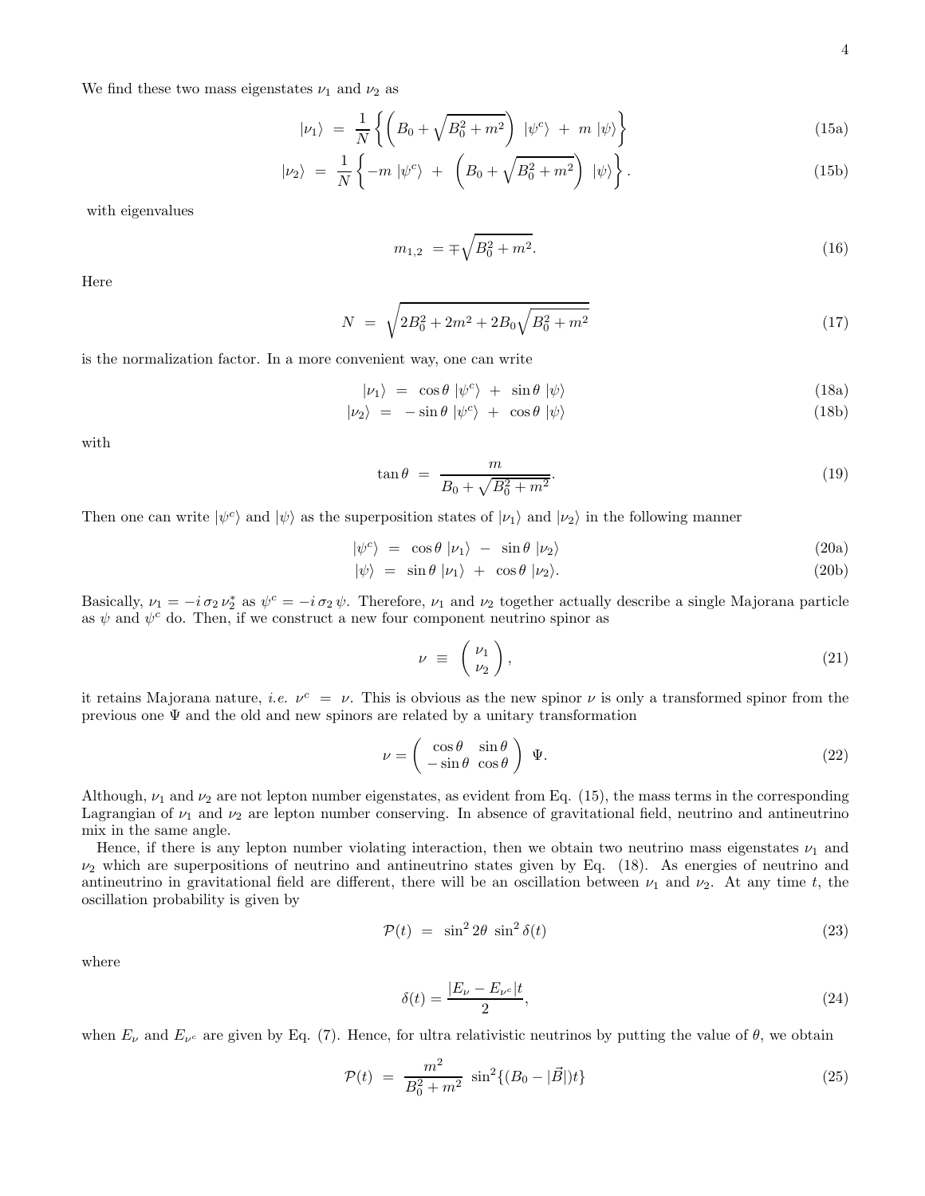We find these two mass eigenstates $\nu_1$ and $\nu_2$ as

$$|\nu_1\rangle \;=\; \frac{1}{N}\left\{\left(B_0+\sqrt{B_0^2+m^2}\right)\;|\psi^c\rangle \;+\; m\;|\psi\rangle\right\} \tag{15a}$$

$$|\nu_2\rangle \;=\; \frac{1}{N}\left\{-m\;|\psi^c\rangle \;+\; \left(B_0+\sqrt{B_0^2+m^2}\right)\;|\psi\rangle\right\}. \tag{15b}$$

with eigenvalues

$$m_{1,2} \;= \mp\sqrt{B_0^2+m^2}. \tag{16}$$

Here

$$N \;=\; \sqrt{2B_0^2+2m^2+2B_0\sqrt{B_0^2+m^2}} \tag{17}$$

is the normalization factor. In a more convenient way, one can write

$$|\nu_1\rangle \;=\; \cos\theta\;|\psi^c\rangle \;+\; \sin\theta\;|\psi\rangle \tag{18a}$$

$$|\nu_2\rangle \;=\; -\sin\theta\;|\psi^c\rangle \;+\; \cos\theta\;|\psi\rangle \tag{18b}$$

with

$$\tan\theta \;=\; \frac{m}{B_0+\sqrt{B_0^2+m^2}}. \tag{19}$$

Then one can write $|\psi^c\rangle$ and $|\psi\rangle$ as the superposition states of $|\nu_1\rangle$ and $|\nu_2\rangle$ in the following manner

$$|\psi^c\rangle \;=\; \cos\theta\;|\nu_1\rangle \;-\; \sin\theta\;|\nu_2\rangle \tag{20a}$$

$$|\psi\rangle \;=\; \sin\theta\;|\nu_1\rangle \;+\; \cos\theta\;|\nu_2\rangle. \tag{20b}$$

Basically, $\nu_1 = -i\,\sigma_2\,\nu_2^*$ as $\psi^c = -i\,\sigma_2\,\psi$. Therefore, $\nu_1$ and $\nu_2$ together actually describe a single Majorana particle as $\psi$ and $\psi^c$ do. Then, if we construct a new four component neutrino spinor as

$$\nu \;\equiv\; \begin{pmatrix}\nu_1\\ \nu_2\end{pmatrix}, \tag{21}$$

it retains Majorana nature, *i.e.* $\nu^c \;=\; \nu$. This is obvious as the new spinor $\nu$ is only a transformed spinor from the previous one $\Psi$ and the old and new spinors are related by a unitary transformation

$$\nu = \begin{pmatrix}\cos\theta & \sin\theta\\ -\sin\theta & \cos\theta\end{pmatrix}\;\Psi. \tag{22}$$

Although, $\nu_1$ and $\nu_2$ are not lepton number eigenstates, as evident from Eq. (15), the mass terms in the corresponding Lagrangian of $\nu_1$ and $\nu_2$ are lepton number conserving. In absence of gravitational field, neutrino and antineutrino mix in the same angle.

Hence, if there is any lepton number violating interaction, then we obtain two neutrino mass eigenstates $\nu_1$ and $\nu_2$ which are superpositions of neutrino and antineutrino states given by Eq. (18). As energies of neutrino and antineutrino in gravitational field are different, there will be an oscillation between $\nu_1$ and $\nu_2$. At any time $t$, the oscillation probability is given by

$$\mathcal{P}(t) \;=\; \sin^2 2\theta\;\sin^2\delta(t) \tag{23}$$

where

$$\delta(t) = \frac{|E_\nu - E_{\nu^c}|t}{2}, \tag{24}$$

when $E_\nu$ and $E_{\nu^c}$ are given by Eq. (7). Hence, for ultra relativistic neutrinos by putting the value of $\theta$, we obtain

$$\mathcal{P}(t) \;=\; \frac{m^2}{B_0^2+m^2}\;\sin^2\{(B_0-|\vec{B}|)t\} \tag{25}$$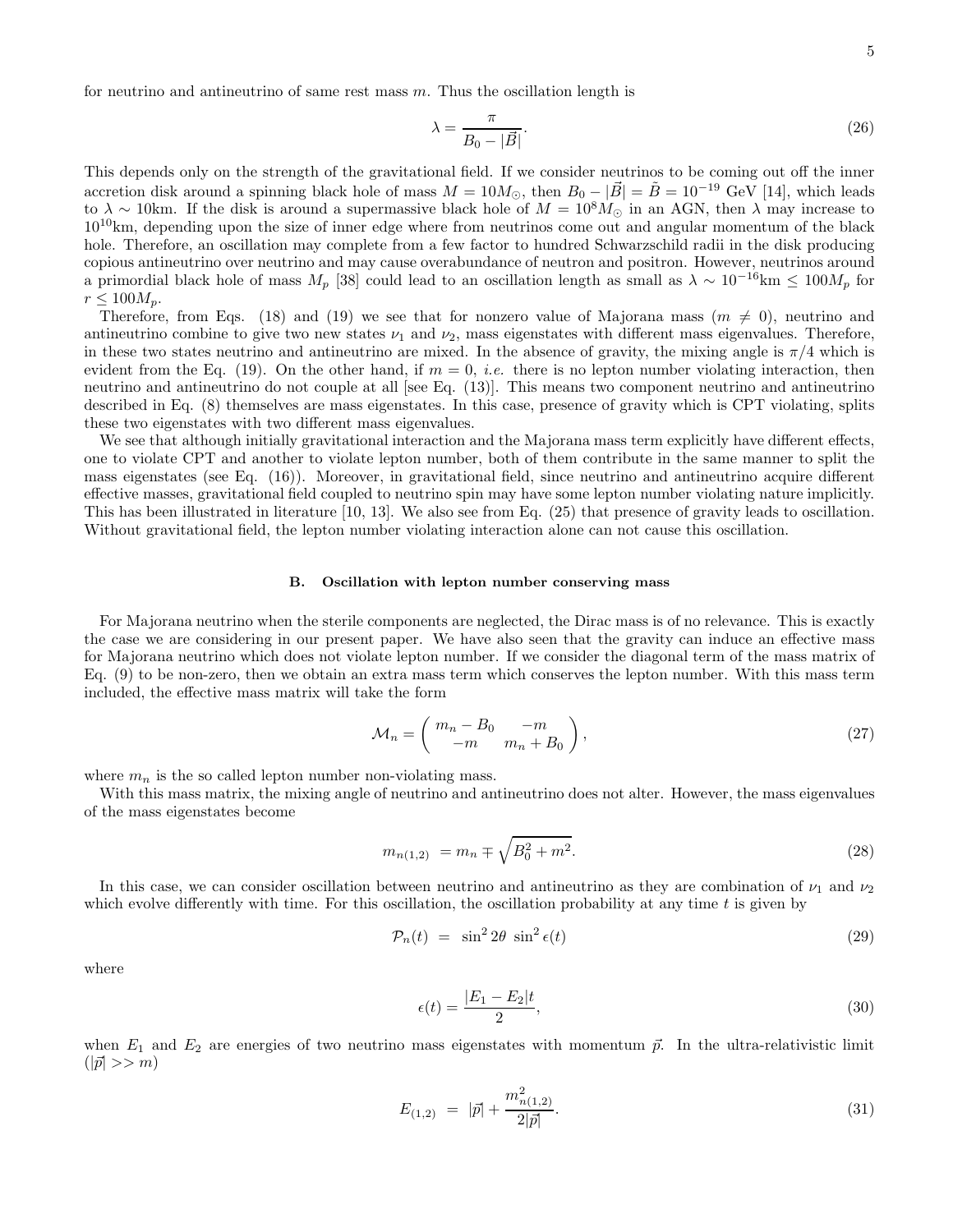for neutrino and antineutrino of same rest mass $m$. Thus the oscillation length is

$$\lambda = \frac{\pi}{B_0 - |\vec{B}|}. \tag{26}$$

This depends only on the strength of the gravitational field. If we consider neutrinos to be coming out off the inner accretion disk around a spinning black hole of mass $M = 10M_\odot$, then $B_0 - |\vec{B}| = \tilde{B} = 10^{-19}$ GeV [14], which leads to $\lambda \sim 10$km. If the disk is around a supermassive black hole of $M = 10^8 M_\odot$ in an AGN, then $\lambda$ may increase to $10^{10}$km, depending upon the size of inner edge where from neutrinos come out and angular momentum of the black hole. Therefore, an oscillation may complete from a few factor to hundred Schwarzschild radii in the disk producing copious antineutrino over neutrino and may cause overabundance of neutron and positron. However, neutrinos around a primordial black hole of mass $M_p$ [38] could lead to an oscillation length as small as $\lambda \sim 10^{-16}\text{km} \leq 100 M_p$ for $r \leq 100 M_p$.

Therefore, from Eqs. (18) and (19) we see that for nonzero value of Majorana mass ($m \neq 0$), neutrino and antineutrino combine to give two new states $\nu_1$ and $\nu_2$, mass eigenstates with different mass eigenvalues. Therefore, in these two states neutrino and antineutrino are mixed. In the absence of gravity, the mixing angle is $\pi/4$ which is evident from the Eq. (19). On the other hand, if $m = 0$, *i.e.* there is no lepton number violating interaction, then neutrino and antineutrino do not couple at all [see Eq. (13)]. This means two component neutrino and antineutrino described in Eq. (8) themselves are mass eigenstates. In this case, presence of gravity which is CPT violating, splits these two eigenstates with two different mass eigenvalues.

We see that although initially gravitational interaction and the Majorana mass term explicitly have different effects, one to violate CPT and another to violate lepton number, both of them contribute in the same manner to split the mass eigenstates (see Eq. (16)). Moreover, in gravitational field, since neutrino and antineutrino acquire different effective masses, gravitational field coupled to neutrino spin may have some lepton number violating nature implicitly. This has been illustrated in literature [10, 13]. We also see from Eq. (25) that presence of gravity leads to oscillation. Without gravitational field, the lepton number violating interaction alone can not cause this oscillation.

### B. Oscillation with lepton number conserving mass

For Majorana neutrino when the sterile components are neglected, the Dirac mass is of no relevance. This is exactly the case we are considering in our present paper. We have also seen that the gravity can induce an effective mass for Majorana neutrino which does not violate lepton number. If we consider the diagonal term of the mass matrix of Eq. (9) to be non-zero, then we obtain an extra mass term which conserves the lepton number. With this mass term included, the effective mass matrix will take the form

$$\mathcal{M}_n = \begin{pmatrix} m_n - B_0 & -m \\ -m & m_n + B_0 \end{pmatrix}, \tag{27}$$

where $m_n$ is the so called lepton number non-violating mass.

With this mass matrix, the mixing angle of neutrino and antineutrino does not alter. However, the mass eigenvalues of the mass eigenstates become

$$m_{n(1,2)} = m_n \mp \sqrt{B_0^2 + m^2}. \tag{28}$$

In this case, we can consider oscillation between neutrino and antineutrino as they are combination of $\nu_1$ and $\nu_2$ which evolve differently with time. For this oscillation, the oscillation probability at any time $t$ is given by

$$\mathcal{P}_n(t) = \sin^2 2\theta \, \sin^2 \epsilon(t) \tag{29}$$

where

$$\epsilon(t) = \frac{|E_1 - E_2| t}{2}, \tag{30}$$

when $E_1$ and $E_2$ are energies of two neutrino mass eigenstates with momentum $\vec{p}$. In the ultra-relativistic limit ($|\vec{p}| >> m$)

$$E_{(1,2)} = |\vec{p}| + \frac{m^2_{n(1,2)}}{2|\vec{p}|}. \tag{31}$$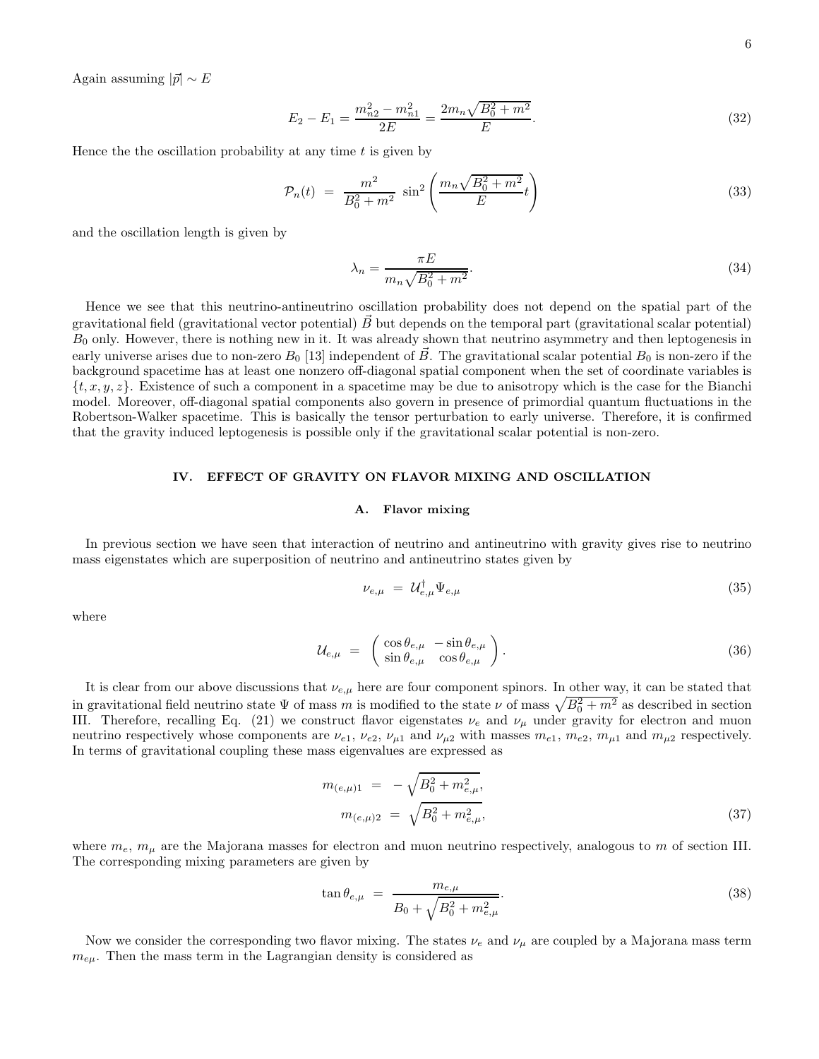Again assuming $|\vec{p}| \sim E$

$$
E_2 - E_1 = \frac{m_{n2}^2 - m_{n1}^2}{2E} = \frac{2m_n\sqrt{B_0^2 + m^2}}{E}. \tag{32}
$$

Hence the the oscillation probability at any time $t$ is given by

$$
\mathcal{P}_n(t) \;=\; \frac{m^2}{B_0^2 + m^2}\; \sin^2\left(\frac{m_n\sqrt{B_0^2 + m^2}}{E}t\right) \tag{33}
$$

and the oscillation length is given by

$$
\lambda_n = \frac{\pi E}{m_n\sqrt{B_0^2 + m^2}}. \tag{34}
$$

Hence we see that this neutrino-antineutrino oscillation probability does not depend on the spatial part of the gravitational field (gravitational vector potential) $\vec{B}$ but depends on the temporal part (gravitational scalar potential) $B_0$ only. However, there is nothing new in it. It was already shown that neutrino asymmetry and then leptogenesis in early universe arises due to non-zero $B_0$ [13] independent of $\vec{B}$. The gravitational scalar potential $B_0$ is non-zero if the background spacetime has at least one nonzero off-diagonal spatial component when the set of coordinate variables is $\{t, x, y, z\}$. Existence of such a component in a spacetime may be due to anisotropy which is the case for the Bianchi model. Moreover, off-diagonal spatial components also govern in presence of primordial quantum fluctuations in the Robertson-Walker spacetime. This is basically the tensor perturbation to early universe. Therefore, it is confirmed that the gravity induced leptogenesis is possible only if the gravitational scalar potential is non-zero.

## IV. EFFECT OF GRAVITY ON FLAVOR MIXING AND OSCILLATION

### A. Flavor mixing

In previous section we have seen that interaction of neutrino and antineutrino with gravity gives rise to neutrino mass eigenstates which are superposition of neutrino and antineutrino states given by

$$
\nu_{e,\mu} \;=\; \mathcal{U}_{e,\mu}^\dagger \Psi_{e,\mu} \tag{35}
$$

where

$$
\mathcal{U}_{e,\mu} \;=\; \begin{pmatrix} \cos\theta_{e,\mu} & -\sin\theta_{e,\mu} \\ \sin\theta_{e,\mu} & \cos\theta_{e,\mu} \end{pmatrix}. \tag{36}
$$

It is clear from our above discussions that $\nu_{e,\mu}$ here are four component spinors. In other way, it can be stated that in gravitational field neutrino state $\Psi$ of mass $m$ is modified to the state $\nu$ of mass $\sqrt{B_0^2 + m^2}$ as described in section III. Therefore, recalling Eq. (21) we construct flavor eigenstates $\nu_e$ and $\nu_\mu$ under gravity for electron and muon neutrino respectively whose components are $\nu_{e1}$, $\nu_{e2}$, $\nu_{\mu 1}$ and $\nu_{\mu 2}$ with masses $m_{e1}$, $m_{e2}$, $m_{\mu 1}$ and $m_{\mu 2}$ respectively. In terms of gravitational coupling these mass eigenvalues are expressed as

$$
\begin{aligned}
m_{(e,\mu)1} \;&=\; -\sqrt{B_0^2 + m_{e,\mu}^2}, \\
m_{(e,\mu)2} \;&=\; \sqrt{B_0^2 + m_{e,\mu}^2},
\end{aligned} \tag{37}
$$

where $m_e$, $m_\mu$ are the Majorana masses for electron and muon neutrino respectively, analogous to $m$ of section III. The corresponding mixing parameters are given by

$$
\tan\theta_{e,\mu} \;=\; \frac{m_{e,\mu}}{B_0 + \sqrt{B_0^2 + m_{e,\mu}^2}}. \tag{38}
$$

Now we consider the corresponding two flavor mixing. The states $\nu_e$ and $\nu_\mu$ are coupled by a Majorana mass term $m_{e\mu}$. Then the mass term in the Lagrangian density is considered as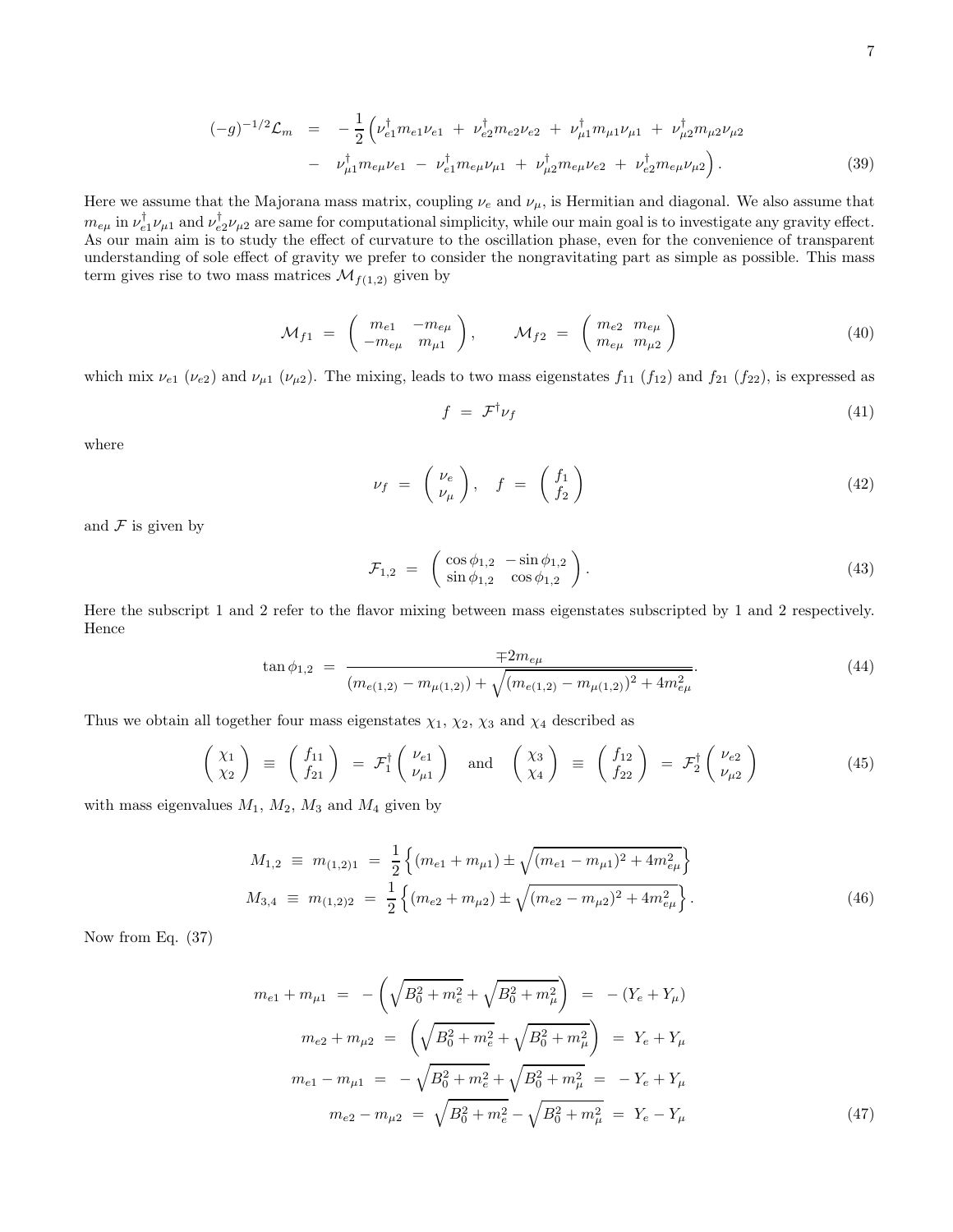$$
\begin{aligned}
(-g)^{-1/2}\mathcal{L}_m \;&=\; -\frac{1}{2}\Big(\nu_{e1}^{\dagger}m_{e1}\nu_{e1} \;+\; \nu_{e2}^{\dagger}m_{e2}\nu_{e2} \;+\; \nu_{\mu1}^{\dagger}m_{\mu1}\nu_{\mu1} \;+\; \nu_{\mu2}^{\dagger}m_{\mu2}\nu_{\mu2} \\
&\quad -\; \nu_{\mu1}^{\dagger}m_{e\mu}\nu_{e1} \;-\; \nu_{e1}^{\dagger}m_{e\mu}\nu_{\mu1} \;+\; \nu_{\mu2}^{\dagger}m_{e\mu}\nu_{e2} \;+\; \nu_{e2}^{\dagger}m_{e\mu}\nu_{\mu2}\Big). \qquad (39)
\end{aligned}
$$

Here we assume that the Majorana mass matrix, coupling $\nu_e$ and $\nu_\mu$, is Hermitian and diagonal. We also assume that $m_{e\mu}$ in $\nu_{e1}^{\dagger}\nu_{\mu1}$ and $\nu_{e2}^{\dagger}\nu_{\mu2}$ are same for computational simplicity, while our main goal is to investigate any gravity effect. As our main aim is to study the effect of curvature to the oscillation phase, even for the convenience of transparent understanding of sole effect of gravity we prefer to consider the nongravitating part as simple as possible. This mass term gives rise to two mass matrices $\mathcal{M}_{f(1,2)}$ given by

$$
\mathcal{M}_{f1} \;=\; \begin{pmatrix} m_{e1} & -m_{e\mu} \\ -m_{e\mu} & m_{\mu1} \end{pmatrix}, \qquad \mathcal{M}_{f2} \;=\; \begin{pmatrix} m_{e2} & m_{e\mu} \\ m_{e\mu} & m_{\mu2} \end{pmatrix} \qquad (40)
$$

which mix $\nu_{e1}$ ($\nu_{e2}$) and $\nu_{\mu1}$ ($\nu_{\mu2}$). The mixing, leads to two mass eigenstates $f_{11}$ ($f_{12}$) and $f_{21}$ ($f_{22}$), is expressed as

$$
f \;=\; \mathcal{F}^{\dagger}\nu_f \qquad (41)
$$

where

$$
\nu_f \;=\; \begin{pmatrix} \nu_e \\ \nu_\mu \end{pmatrix}, \quad f \;=\; \begin{pmatrix} f_1 \\ f_2 \end{pmatrix} \qquad (42)
$$

and $\mathcal{F}$ is given by

$$
\mathcal{F}_{1,2} \;=\; \begin{pmatrix} \cos\phi_{1,2} & -\sin\phi_{1,2} \\ \sin\phi_{1,2} & \cos\phi_{1,2} \end{pmatrix}. \qquad (43)
$$

Here the subscript 1 and 2 refer to the flavor mixing between mass eigenstates subscripted by 1 and 2 respectively. Hence

$$
\tan\phi_{1,2} \;=\; \frac{\mp 2m_{e\mu}}{(m_{e(1,2)} - m_{\mu(1,2)}) + \sqrt{(m_{e(1,2)} - m_{\mu(1,2)})^2 + 4m_{e\mu}^2}}. \qquad (44)
$$

Thus we obtain all together four mass eigenstates $\chi_1$, $\chi_2$, $\chi_3$ and $\chi_4$ described as

$$
\begin{pmatrix} \chi_1 \\ \chi_2 \end{pmatrix} \;\equiv\; \begin{pmatrix} f_{11} \\ f_{21} \end{pmatrix} \;=\; \mathcal{F}_1^{\dagger}\begin{pmatrix} \nu_{e1} \\ \nu_{\mu1} \end{pmatrix} \quad \text{and} \quad \begin{pmatrix} \chi_3 \\ \chi_4 \end{pmatrix} \;\equiv\; \begin{pmatrix} f_{12} \\ f_{22} \end{pmatrix} \;=\; \mathcal{F}_2^{\dagger}\begin{pmatrix} \nu_{e2} \\ \nu_{\mu2} \end{pmatrix} \qquad (45)
$$

with mass eigenvalues $M_1$, $M_2$, $M_3$ and $M_4$ given by

$$
\begin{aligned}
M_{1,2} \;\equiv\; m_{(1,2)1} \;&=\; \frac{1}{2}\left\{(m_{e1} + m_{\mu1}) \pm \sqrt{(m_{e1} - m_{\mu1})^2 + 4m_{e\mu}^2}\right\} \\
M_{3,4} \;\equiv\; m_{(1,2)2} \;&=\; \frac{1}{2}\left\{(m_{e2} + m_{\mu2}) \pm \sqrt{(m_{e2} - m_{\mu2})^2 + 4m_{e\mu}^2}\right\}. \qquad (46)
\end{aligned}
$$

Now from Eq. (37)

$$
\begin{aligned}
m_{e1} + m_{\mu1} \;&=\; -\left(\sqrt{B_0^2 + m_e^2} + \sqrt{B_0^2 + m_\mu^2}\right) \;=\; -\,(Y_e + Y_\mu) \\
m_{e2} + m_{\mu2} \;&=\; \left(\sqrt{B_0^2 + m_e^2} + \sqrt{B_0^2 + m_\mu^2}\right) \;=\; Y_e + Y_\mu \\
m_{e1} - m_{\mu1} \;&=\; -\sqrt{B_0^2 + m_e^2} + \sqrt{B_0^2 + m_\mu^2} \;=\; -Y_e + Y_\mu \\
m_{e2} - m_{\mu2} \;&=\; \sqrt{B_0^2 + m_e^2} - \sqrt{B_0^2 + m_\mu^2} \;=\; Y_e - Y_\mu \qquad (47)
\end{aligned}
$$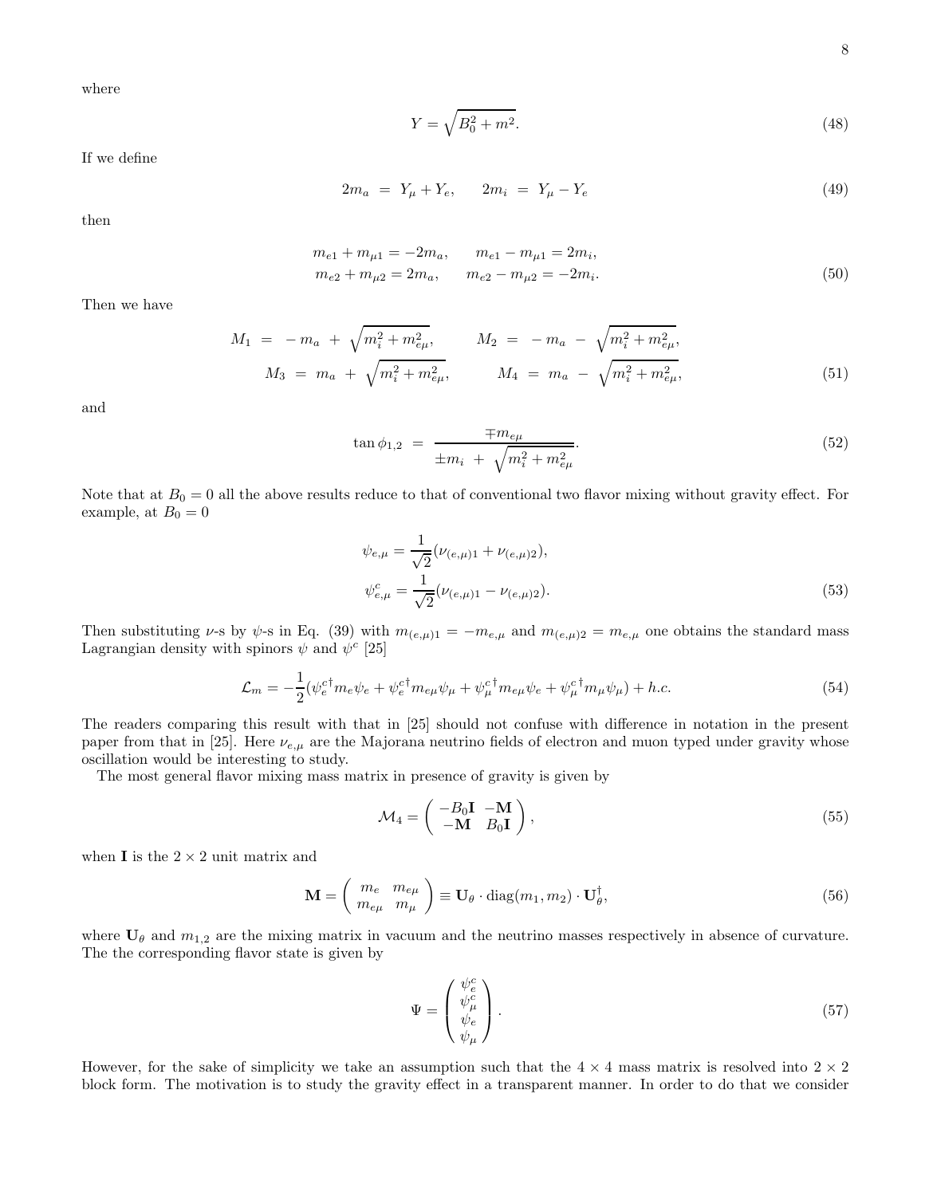where

$$Y = \sqrt{B_0^2 + m^2}. \tag{48}$$

If we define

$$2m_a \;=\; Y_\mu + Y_e, \qquad 2m_i \;=\; Y_\mu - Y_e \tag{49}$$

then

$$\begin{aligned}
m_{e1} + m_{\mu 1} = -2m_a, \qquad m_{e1} - m_{\mu 1} = 2m_i,\\
m_{e2} + m_{\mu 2} = 2m_a, \qquad m_{e2} - m_{\mu 2} = -2m_i.
\end{aligned} \tag{50}$$

Then we have

$$\begin{aligned}
M_1 \;=\; -\,m_a \;+\; \sqrt{m_i^2 + m_{e\mu}^2}, \qquad M_2 \;=\; -\,m_a \;-\; \sqrt{m_i^2 + m_{e\mu}^2},\\
M_3 \;=\; m_a \;+\; \sqrt{m_i^2 + m_{e\mu}^2}, \qquad M_4 \;=\; m_a \;-\; \sqrt{m_i^2 + m_{e\mu}^2},
\end{aligned} \tag{51}$$

and

$$\tan\phi_{1,2} \;=\; \frac{\mp m_{e\mu}}{\pm m_i \;+\; \sqrt{m_i^2 + m_{e\mu}^2}}. \tag{52}$$

Note that at $B_0 = 0$ all the above results reduce to that of conventional two flavor mixing without gravity effect. For example, at $B_0 = 0$

$$\begin{aligned}
\psi_{e,\mu} = \frac{1}{\sqrt{2}}(\nu_{(e,\mu)1} + \nu_{(e,\mu)2}),\\
\psi^c_{e,\mu} = \frac{1}{\sqrt{2}}(\nu_{(e,\mu)1} - \nu_{(e,\mu)2}).
\end{aligned} \tag{53}$$

Then substituting $\nu$-s by $\psi$-s in Eq. (39) with $m_{(e,\mu)1} = -m_{e,\mu}$ and $m_{(e,\mu)2} = m_{e,\mu}$ one obtains the standard mass Lagrangian density with spinors $\psi$ and $\psi^c$ [25]

$$\mathcal{L}_m = -\frac{1}{2}(\psi_e^{c\dagger} m_e \psi_e + \psi_e^{c\dagger} m_{e\mu}\psi_\mu + \psi_\mu^{c\dagger} m_{e\mu}\psi_e + \psi_\mu^{c\dagger} m_\mu \psi_\mu) + h.c. \tag{54}$$

The readers comparing this result with that in [25] should not confuse with difference in notation in the present paper from that in [25]. Here $\nu_{e,\mu}$ are the Majorana neutrino fields of electron and muon typed under gravity whose oscillation would be interesting to study.

The most general flavor mixing mass matrix in presence of gravity is given by

$$\mathcal{M}_4 = \begin{pmatrix} -B_0\mathbf{I} & -\mathbf{M} \\ -\mathbf{M} & B_0\mathbf{I} \end{pmatrix}, \tag{55}$$

when $\mathbf{I}$ is the $2\times 2$ unit matrix and

$$\mathbf{M} = \begin{pmatrix} m_e & m_{e\mu} \\ m_{e\mu} & m_\mu \end{pmatrix} \equiv \mathbf{U}_\theta \cdot \mathrm{diag}(m_1, m_2)\cdot \mathbf{U}_\theta^\dagger, \tag{56}$$

where $\mathbf{U}_\theta$ and $m_{1,2}$ are the mixing matrix in vacuum and the neutrino masses respectively in absence of curvature. The the corresponding flavor state is given by

$$\Psi = \begin{pmatrix} \psi_e^c \\ \psi_\mu^c \\ \psi_e \\ \psi_\mu \end{pmatrix}. \tag{57}$$

However, for the sake of simplicity we take an assumption such that the $4\times 4$ mass matrix is resolved into $2\times 2$ block form. The motivation is to study the gravity effect in a transparent manner. In order to do that we consider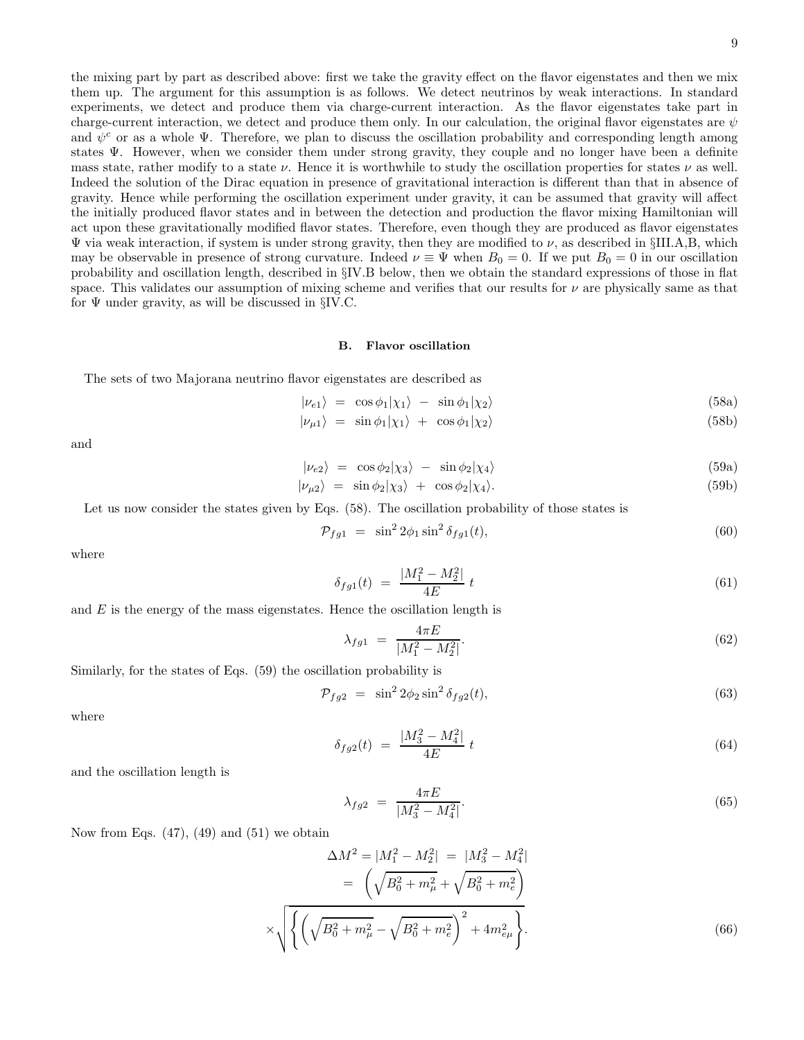the mixing part by part as described above: first we take the gravity effect on the flavor eigenstates and then we mix them up. The argument for this assumption is as follows. We detect neutrinos by weak interactions. In standard experiments, we detect and produce them via charge-current interaction. As the flavor eigenstates take part in charge-current interaction, we detect and produce them only. In our calculation, the original flavor eigenstates are $\psi$ and $\psi^c$ or as a whole $\Psi$. Therefore, we plan to discuss the oscillation probability and corresponding length among states $\Psi$. However, when we consider them under strong gravity, they couple and no longer have been a definite mass state, rather modify to a state $\nu$. Hence it is worthwhile to study the oscillation properties for states $\nu$ as well. Indeed the solution of the Dirac equation in presence of gravitational interaction is different than that in absence of gravity. Hence while performing the oscillation experiment under gravity, it can be assumed that gravity will affect the initially produced flavor states and in between the detection and production the flavor mixing Hamiltonian will act upon these gravitationally modified flavor states. Therefore, even though they are produced as flavor eigenstates $\Psi$ via weak interaction, if system is under strong gravity, then they are modified to $\nu$, as described in §III.A,B, which may be observable in presence of strong curvature. Indeed $\nu \equiv \Psi$ when $B_0 = 0$. If we put $B_0 = 0$ in our oscillation probability and oscillation length, described in §IV.B below, then we obtain the standard expressions of those in flat space. This validates our assumption of mixing scheme and verifies that our results for $\nu$ are physically same as that for $\Psi$ under gravity, as will be discussed in §IV.C.

### B. Flavor oscillation

The sets of two Majorana neutrino flavor eigenstates are described as

$$|\nu_{e1}\rangle = \cos\phi_1|\chi_1\rangle - \sin\phi_1|\chi_2\rangle \tag{58a}$$

$$|\nu_{\mu1}\rangle = \sin\phi_1|\chi_1\rangle + \cos\phi_1|\chi_2\rangle \tag{58b}$$

and

$$|\nu_{e2}\rangle = \cos\phi_2|\chi_3\rangle - \sin\phi_2|\chi_4\rangle \tag{59a}$$

$$|\nu_{\mu2}\rangle = \sin\phi_2|\chi_3\rangle + \cos\phi_2|\chi_4\rangle. \tag{59b}$$

Let us now consider the states given by Eqs. (58). The oscillation probability of those states is

$$\mathcal{P}_{fg1} = \sin^2 2\phi_1 \sin^2 \delta_{fg1}(t), \tag{60}$$

where

$$\delta_{fg1}(t) = \frac{|M_1^2 - M_2^2|}{4E}\, t \tag{61}$$

and $E$ is the energy of the mass eigenstates. Hence the oscillation length is

$$\lambda_{fg1} = \frac{4\pi E}{|M_1^2 - M_2^2|}. \tag{62}$$

Similarly, for the states of Eqs. (59) the oscillation probability is

$$\mathcal{P}_{fg2} = \sin^2 2\phi_2 \sin^2 \delta_{fg2}(t), \tag{63}$$

where

$$\delta_{fg2}(t) = \frac{|M_3^2 - M_4^2|}{4E}\, t \tag{64}$$

and the oscillation length is

$$\lambda_{fg2} = \frac{4\pi E}{|M_3^2 - M_4^2|}. \tag{65}$$

Now from Eqs. (47), (49) and (51) we obtain

$$\Delta M^2 = |M_1^2 - M_2^2| = |M_3^2 - M_4^2| = \left(\sqrt{B_0^2 + m_\mu^2} + \sqrt{B_0^2 + m_e^2}\right) \times \sqrt{\left\{\left(\sqrt{B_0^2 + m_\mu^2} - \sqrt{B_0^2 + m_e^2}\right)^2 + 4m_{e\mu}^2\right\}}. \tag{66}$$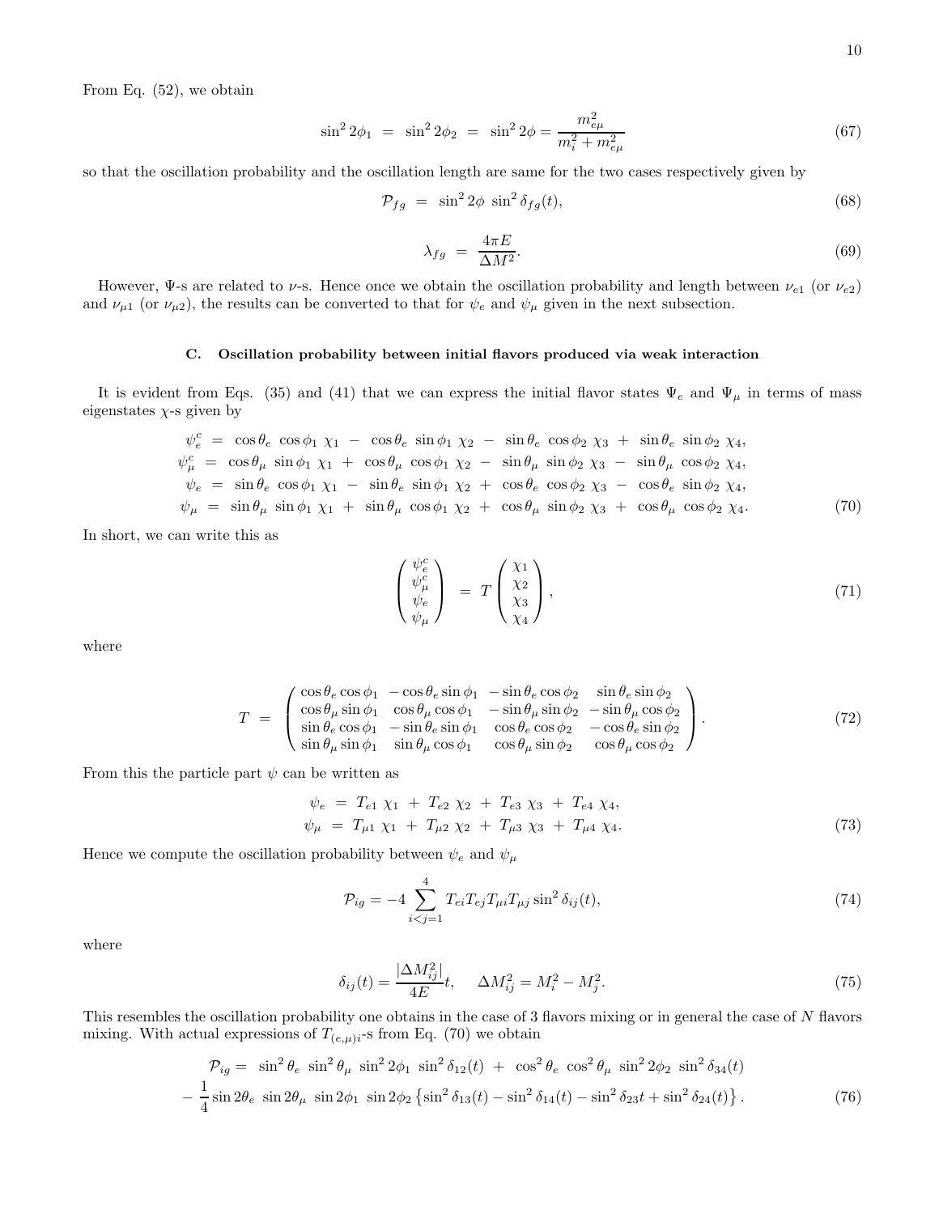From Eq. (52), we obtain

$$\sin^2 2\phi_1 \;=\; \sin^2 2\phi_2 \;=\; \sin^2 2\phi = \frac{m_{e\mu}^2}{m_i^2 + m_{e\mu}^2} \tag{67}$$

so that the oscillation probability and the oscillation length are same for the two cases respectively given by

$$\mathcal{P}_{fg} \;=\; \sin^2 2\phi \; \sin^2 \delta_{fg}(t), \tag{68}$$

$$\lambda_{fg} \;=\; \frac{4\pi E}{\Delta M^2}. \tag{69}$$

However, $\Psi$-s are related to $\nu$-s. Hence once we obtain the oscillation probability and length between $\nu_{e1}$ (or $\nu_{e2}$) and $\nu_{\mu 1}$ (or $\nu_{\mu 2}$), the results can be converted to that for $\psi_e$ and $\psi_\mu$ given in the next subsection.

### C. Oscillation probability between initial flavors produced via weak interaction

It is evident from Eqs. (35) and (41) that we can express the initial flavor states $\Psi_e$ and $\Psi_\mu$ in terms of mass eigenstates $\chi$-s given by

$$\begin{aligned}
\psi_e^c &= \cos\theta_e \, \cos\phi_1 \, \chi_1 \;-\; \cos\theta_e \, \sin\phi_1 \, \chi_2 \;-\; \sin\theta_e \, \cos\phi_2 \, \chi_3 \;+\; \sin\theta_e \, \sin\phi_2 \, \chi_4, \\
\psi_\mu^c &= \cos\theta_\mu \, \sin\phi_1 \, \chi_1 \;+\; \cos\theta_\mu \, \cos\phi_1 \, \chi_2 \;-\; \sin\theta_\mu \, \sin\phi_2 \, \chi_3 \;-\; \sin\theta_\mu \, \cos\phi_2 \, \chi_4, \\
\psi_e &= \sin\theta_e \, \cos\phi_1 \, \chi_1 \;-\; \sin\theta_e \, \sin\phi_1 \, \chi_2 \;+\; \cos\theta_e \, \cos\phi_2 \, \chi_3 \;-\; \cos\theta_e \, \sin\phi_2 \, \chi_4, \\
\psi_\mu &= \sin\theta_\mu \, \sin\phi_1 \, \chi_1 \;+\; \sin\theta_\mu \, \cos\phi_1 \, \chi_2 \;+\; \cos\theta_\mu \, \sin\phi_2 \, \chi_3 \;+\; \cos\theta_\mu \, \cos\phi_2 \, \chi_4.
\end{aligned} \tag{70}$$

In short, we can write this as

$$\begin{pmatrix} \psi_e^c \\ \psi_\mu^c \\ \psi_e \\ \psi_\mu \end{pmatrix} \;=\; T \begin{pmatrix} \chi_1 \\ \chi_2 \\ \chi_3 \\ \chi_4 \end{pmatrix}, \tag{71}$$

where

$$T \;=\; \begin{pmatrix} \cos\theta_e \cos\phi_1 & -\cos\theta_e \sin\phi_1 & -\sin\theta_e \cos\phi_2 & \sin\theta_e \sin\phi_2 \\ \cos\theta_\mu \sin\phi_1 & \cos\theta_\mu \cos\phi_1 & -\sin\theta_\mu \sin\phi_2 & -\sin\theta_\mu \cos\phi_2 \\ \sin\theta_e \cos\phi_1 & -\sin\theta_e \sin\phi_1 & \cos\theta_e \cos\phi_2 & -\cos\theta_e \sin\phi_2 \\ \sin\theta_\mu \sin\phi_1 & \sin\theta_\mu \cos\phi_1 & \cos\theta_\mu \sin\phi_2 & \cos\theta_\mu \cos\phi_2 \end{pmatrix}. \tag{72}$$

From this the particle part $\psi$ can be written as

$$\begin{aligned}
\psi_e &= T_{e1} \, \chi_1 \;+\; T_{e2} \, \chi_2 \;+\; T_{e3} \, \chi_3 \;+\; T_{e4} \, \chi_4, \\
\psi_\mu &= T_{\mu 1} \, \chi_1 \;+\; T_{\mu 2} \, \chi_2 \;+\; T_{\mu 3} \, \chi_3 \;+\; T_{\mu 4} \, \chi_4.
\end{aligned} \tag{73}$$

Hence we compute the oscillation probability between $\psi_e$ and $\psi_\mu$

$$\mathcal{P}_{ig} = -4 \sum_{i<j=1}^{4} T_{ei} T_{ej} T_{\mu i} T_{\mu j} \sin^2 \delta_{ij}(t), \tag{74}$$

where

$$\delta_{ij}(t) = \frac{|\Delta M_{ij}^2|}{4E} t, \qquad \Delta M_{ij}^2 = M_i^2 - M_j^2. \tag{75}$$

This resembles the oscillation probability one obtains in the case of 3 flavors mixing or in general the case of $N$ flavors mixing. With actual expressions of $T_{(e,\mu)i}$-s from Eq. (70) we obtain

$$\begin{aligned}
\mathcal{P}_{ig} = \;& \sin^2\theta_e \; \sin^2\theta_\mu \; \sin^2 2\phi_1 \; \sin^2 \delta_{12}(t) \;+\; \cos^2\theta_e \; \cos^2\theta_\mu \; \sin^2 2\phi_2 \; \sin^2 \delta_{34}(t) \\
- \;& \frac{1}{4} \sin 2\theta_e \; \sin 2\theta_\mu \; \sin 2\phi_1 \; \sin 2\phi_2 \left\{ \sin^2 \delta_{13}(t) - \sin^2 \delta_{14}(t) - \sin^2 \delta_{23} t + \sin^2 \delta_{24}(t) \right\}.
\end{aligned} \tag{76}$$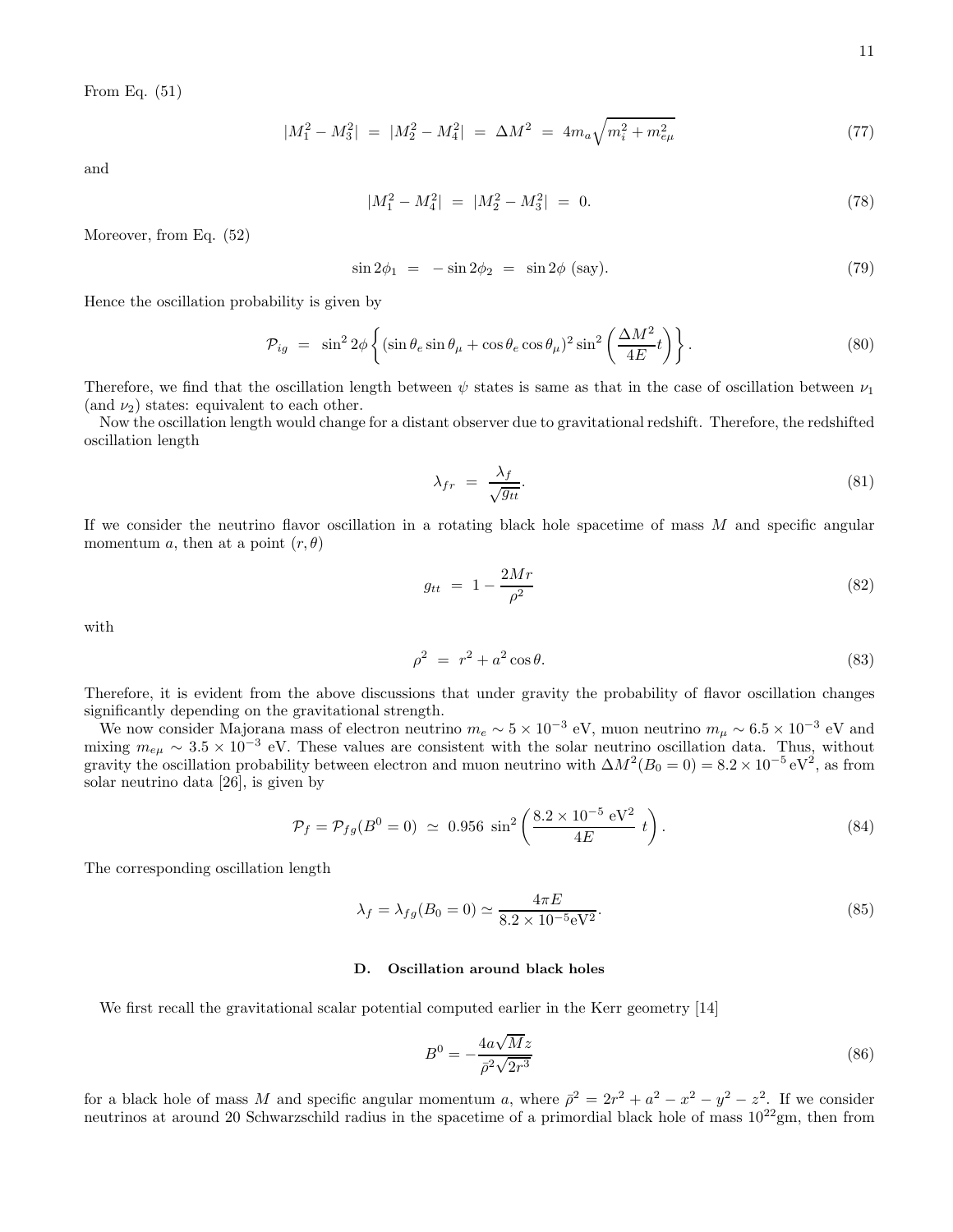From Eq. (51)

$$|M_1^2 - M_3^2| \;=\; |M_2^2 - M_4^2| \;=\; \Delta M^2 \;=\; 4m_a\sqrt{m_i^2 + m_{e\mu}^2} \tag{77}$$

and

$$|M_1^2 - M_4^2| \;=\; |M_2^2 - M_3^2| \;=\; 0. \tag{78}$$

Moreover, from Eq. (52)

$$\sin 2\phi_1 \;=\; -\sin 2\phi_2 \;=\; \sin 2\phi \text{ (say)}. \tag{79}$$

Hence the oscillation probability is given by

$$\mathcal{P}_{ig} \;=\; \sin^2 2\phi \left\{ (\sin\theta_e \sin\theta_\mu + \cos\theta_e \cos\theta_\mu)^2 \sin^2\left(\frac{\Delta M^2}{4E} t\right) \right\}. \tag{80}$$

Therefore, we find that the oscillation length between $\psi$ states is same as that in the case of oscillation between $\nu_1$ (and $\nu_2$) states: equivalent to each other.

Now the oscillation length would change for a distant observer due to gravitational redshift. Therefore, the redshifted oscillation length

$$\lambda_{fr} \;=\; \frac{\lambda_f}{\sqrt{g_{tt}}}. \tag{81}$$

If we consider the neutrino flavor oscillation in a rotating black hole spacetime of mass $M$ and specific angular momentum $a$, then at a point $(r, \theta)$

$$g_{tt} \;=\; 1 - \frac{2Mr}{\rho^2} \tag{82}$$

with

$$\rho^2 \;=\; r^2 + a^2 \cos\theta. \tag{83}$$

Therefore, it is evident from the above discussions that under gravity the probability of flavor oscillation changes significantly depending on the gravitational strength.

We now consider Majorana mass of electron neutrino $m_e \sim 5 \times 10^{-3}$ eV, muon neutrino $m_\mu \sim 6.5 \times 10^{-3}$ eV and mixing $m_{e\mu} \sim 3.5 \times 10^{-3}$ eV. These values are consistent with the solar neutrino oscillation data. Thus, without gravity the oscillation probability between electron and muon neutrino with $\Delta M^2(B_0 = 0) = 8.2 \times 10^{-5}\,\text{eV}^2$, as from solar neutrino data [26], is given by

$$\mathcal{P}_f = \mathcal{P}_{fg}(B^0 = 0) \;\simeq\; 0.956 \;\sin^2\left(\frac{8.2 \times 10^{-5}\ \text{eV}^2}{4E}\ t\right). \tag{84}$$

The corresponding oscillation length

$$\lambda_f = \lambda_{fg}(B_0 = 0) \simeq \frac{4\pi E}{8.2 \times 10^{-5}\text{eV}^2}. \tag{85}$$

### D. Oscillation around black holes

We first recall the gravitational scalar potential computed earlier in the Kerr geometry [14]

$$B^0 = -\frac{4a\sqrt{M}z}{\bar{\rho}^2\sqrt{2r^3}} \tag{86}$$

for a black hole of mass $M$ and specific angular momentum $a$, where $\bar{\rho}^2 = 2r^2 + a^2 - x^2 - y^2 - z^2$. If we consider neutrinos at around 20 Schwarzschild radius in the spacetime of a primordial black hole of mass $10^{22}$gm, then from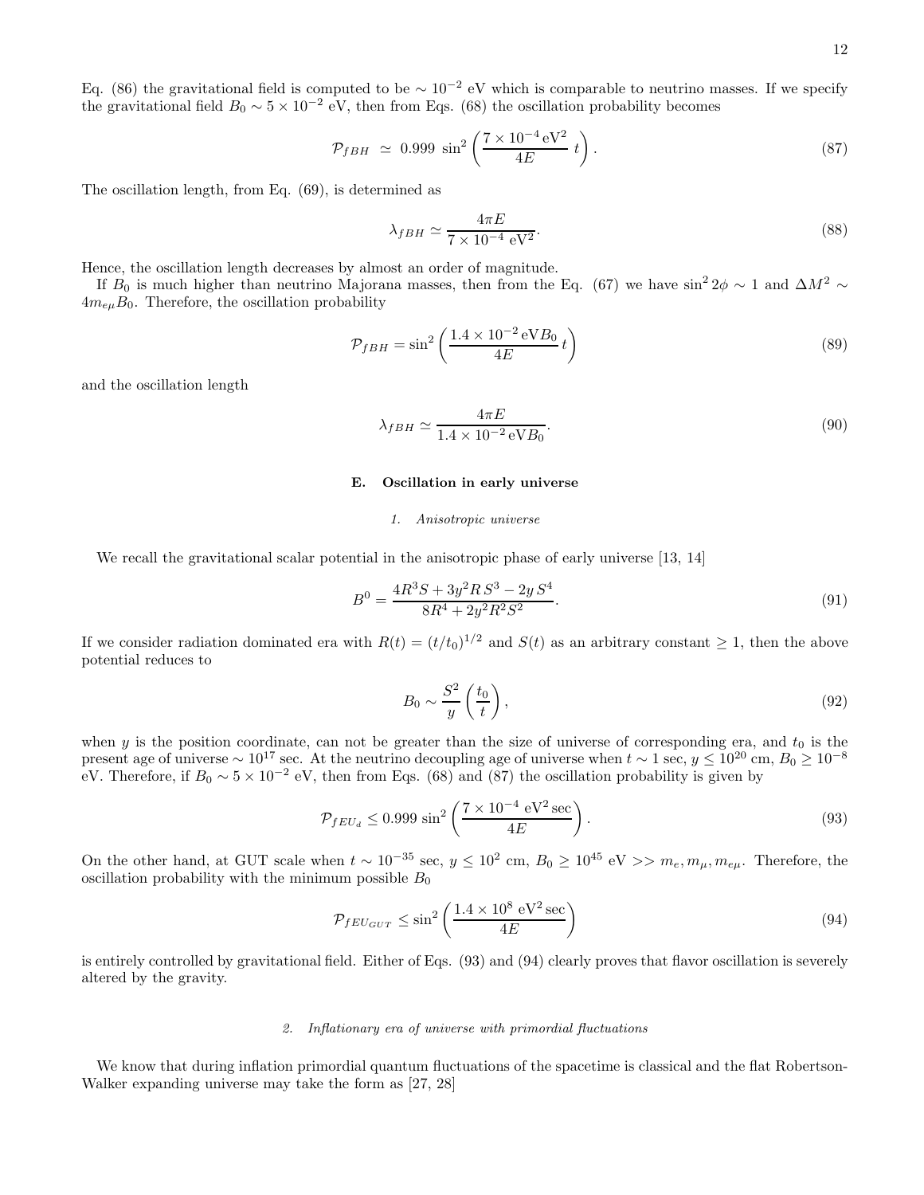Eq. (86) the gravitational field is computed to be $\sim 10^{-2}$ eV which is comparable to neutrino masses. If we specify the gravitational field $B_0 \sim 5 \times 10^{-2}$ eV, then from Eqs. (68) the oscillation probability becomes

$$\mathcal{P}_{fBH} \simeq 0.999 \sin^2\left(\frac{7 \times 10^{-4}\,\mathrm{eV}^2}{4E}\,t\right). \tag{87}$$

The oscillation length, from Eq. (69), is determined as

$$\lambda_{fBH} \simeq \frac{4\pi E}{7 \times 10^{-4}\ \mathrm{eV}^2}. \tag{88}$$

Hence, the oscillation length decreases by almost an order of magnitude.

If $B_0$ is much higher than neutrino Majorana masses, then from the Eq. (67) we have $\sin^2 2\phi \sim 1$ and $\Delta M^2 \sim 4m_{e\mu}B_0$. Therefore, the oscillation probability

$$\mathcal{P}_{fBH} = \sin^2\left(\frac{1.4 \times 10^{-2}\,\mathrm{eV}B_0}{4E}\,t\right) \tag{89}$$

and the oscillation length

$$\lambda_{fBH} \simeq \frac{4\pi E}{1.4 \times 10^{-2}\,\mathrm{eV}B_0}. \tag{90}$$

### E. Oscillation in early universe

#### *1. Anisotropic universe*

We recall the gravitational scalar potential in the anisotropic phase of early universe [13, 14]

$$B^0 = \frac{4R^3 S + 3y^2 R\, S^3 - 2y\, S^4}{8R^4 + 2y^2 R^2 S^2}. \tag{91}$$

If we consider radiation dominated era with $R(t) = (t/t_0)^{1/2}$ and $S(t)$ as an arbitrary constant $\geq 1$, then the above potential reduces to

$$B_0 \sim \frac{S^2}{y}\left(\frac{t_0}{t}\right), \tag{92}$$

when $y$ is the position coordinate, can not be greater than the size of universe of corresponding era, and $t_0$ is the present age of universe $\sim 10^{17}$ sec. At the neutrino decoupling age of universe when $t \sim 1$ sec, $y \leq 10^{20}$ cm, $B_0 \geq 10^{-8}$ eV. Therefore, if $B_0 \sim 5 \times 10^{-2}$ eV, then from Eqs. (68) and (87) the oscillation probability is given by

$$\mathcal{P}_{fEU_d} \leq 0.999 \sin^2\left(\frac{7 \times 10^{-4}\ \mathrm{eV}^2\,\mathrm{sec}}{4E}\right). \tag{93}$$

On the other hand, at GUT scale when $t \sim 10^{-35}$ sec, $y \leq 10^2$ cm, $B_0 \geq 10^{45}$ eV $>> m_e, m_\mu, m_{e\mu}$. Therefore, the oscillation probability with the minimum possible $B_0$

$$\mathcal{P}_{fEU_{GUT}} \leq \sin^2\left(\frac{1.4 \times 10^8\ \mathrm{eV}^2\,\mathrm{sec}}{4E}\right) \tag{94}$$

is entirely controlled by gravitational field. Either of Eqs. (93) and (94) clearly proves that flavor oscillation is severely altered by the gravity.

#### *2. Inflationary era of universe with primordial fluctuations*

We know that during inflation primordial quantum fluctuations of the spacetime is classical and the flat Robertson-Walker expanding universe may take the form as [27, 28]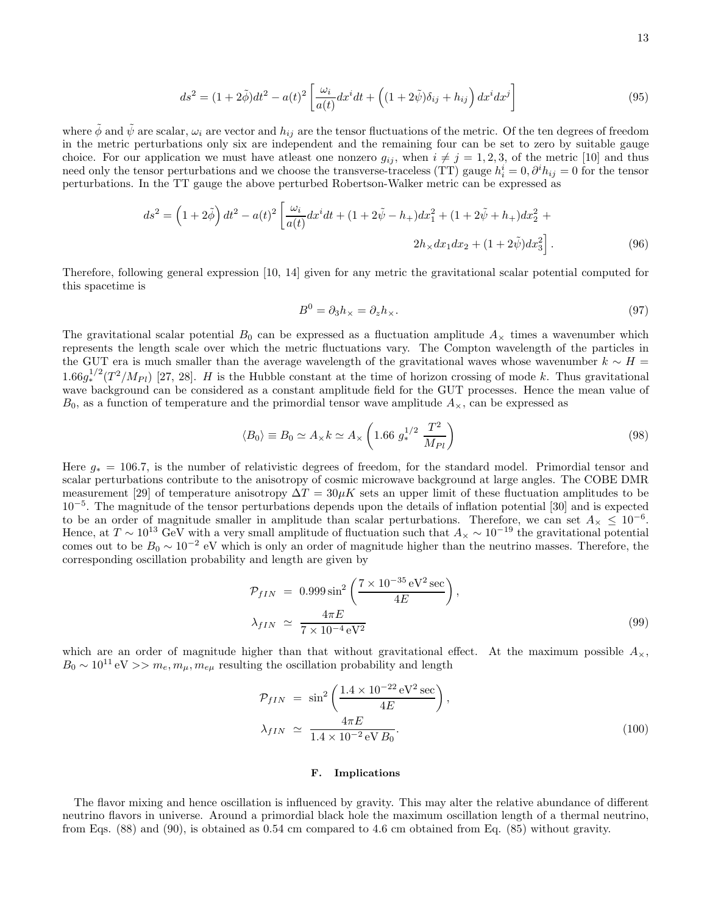$$ds^2 = (1+2\tilde{\phi})dt^2 - a(t)^2 \left[ \frac{\omega_i}{a(t)} dx^i dt + \left( (1+2\tilde{\psi})\delta_{ij} + h_{ij} \right) dx^i dx^j \right] \tag{95}$$

where $\tilde{\phi}$ and $\tilde{\psi}$ are scalar, $\omega_i$ are vector and $h_{ij}$ are the tensor fluctuations of the metric. Of the ten degrees of freedom in the metric perturbations only six are independent and the remaining four can be set to zero by suitable gauge choice. For our application we must have atleast one nonzero $g_{ij}$, when $i \neq j = 1, 2, 3$, of the metric [10] and thus need only the tensor perturbations and we choose the transverse-traceless (TT) gauge $h^i_i = 0, \partial^i h_{ij} = 0$ for the tensor perturbations. In the TT gauge the above perturbed Robertson-Walker metric can be expressed as

$$\begin{aligned} ds^2 = \left(1+2\tilde{\phi}\right) dt^2 - a(t)^2 \Bigg[ & \frac{\omega_i}{a(t)} dx^i dt + (1+2\tilde{\psi} - h_+) dx_1^2 + (1+2\tilde{\psi} + h_+) dx_2^2 + \\ & 2h_\times dx_1 dx_2 + (1+2\tilde{\psi}) dx_3^2 \Bigg]. \end{aligned} \tag{96}$$

Therefore, following general expression [10, 14] given for any metric the gravitational scalar potential computed for this spacetime is

$$B^0 = \partial_3 h_\times = \partial_z h_\times. \tag{97}$$

The gravitational scalar potential $B_0$ can be expressed as a fluctuation amplitude $A_\times$ times a wavenumber which represents the length scale over which the metric fluctuations vary. The Compton wavelength of the particles in the GUT era is much smaller than the average wavelength of the gravitational waves whose wavenumber $k \sim H = 1.66 g_*^{1/2} (T^2/M_{Pl})$ [27, 28]. $H$ is the Hubble constant at the time of horizon crossing of mode $k$. Thus gravitational wave background can be considered as a constant amplitude field for the GUT processes. Hence the mean value of $B_0$, as a function of temperature and the primordial tensor wave amplitude $A_\times$, can be expressed as

$$\langle B_0 \rangle \equiv B_0 \simeq A_\times k \simeq A_\times \left( 1.66 \ g_*^{1/2} \ \frac{T^2}{M_{Pl}} \right) \tag{98}$$

Here $g_* = 106.7$, is the number of relativistic degrees of freedom, for the standard model. Primordial tensor and scalar perturbations contribute to the anisotropy of cosmic microwave background at large angles. The COBE DMR measurement [29] of temperature anisotropy $\Delta T = 30\mu K$ sets an upper limit of these fluctuation amplitudes to be $10^{-5}$. The magnitude of the tensor perturbations depends upon the details of inflation potential [30] and is expected to be an order of magnitude smaller in amplitude than scalar perturbations. Therefore, we can set $A_\times \leq 10^{-6}$. Hence, at $T \sim 10^{13}$ GeV with a very small amplitude of fluctuation such that $A_\times \sim 10^{-19}$ the gravitational potential comes out to be $B_0 \sim 10^{-2}$ eV which is only an order of magnitude higher than the neutrino masses. Therefore, the corresponding oscillation probability and length are given by

$$\begin{aligned} \mathcal{P}_{fIN} &= 0.999 \sin^2 \left( \frac{7 \times 10^{-35} \, \text{eV}^2 \, \text{sec}}{4E} \right), \\ \lambda_{fIN} &\simeq \frac{4\pi E}{7 \times 10^{-4} \, \text{eV}^2} \end{aligned} \tag{99}$$

which are an order of magnitude higher than that without gravitational effect. At the maximum possible $A_\times$, $B_0 \sim 10^{11}$ eV $>> m_e, m_\mu, m_{e\mu}$ resulting the oscillation probability and length

$$\begin{aligned} \mathcal{P}_{fIN} &= \sin^2 \left( \frac{1.4 \times 10^{-22} \, \text{eV}^2 \, \text{sec}}{4E} \right), \\ \lambda_{fIN} &\simeq \frac{4\pi E}{1.4 \times 10^{-2} \, \text{eV} \, B_0}. \end{aligned} \tag{100}$$

### F. Implications

The flavor mixing and hence oscillation is influenced by gravity. This may alter the relative abundance of different neutrino flavors in universe. Around a primordial black hole the maximum oscillation length of a thermal neutrino, from Eqs. (88) and (90), is obtained as 0.54 cm compared to 4.6 cm obtained from Eq. (85) without gravity.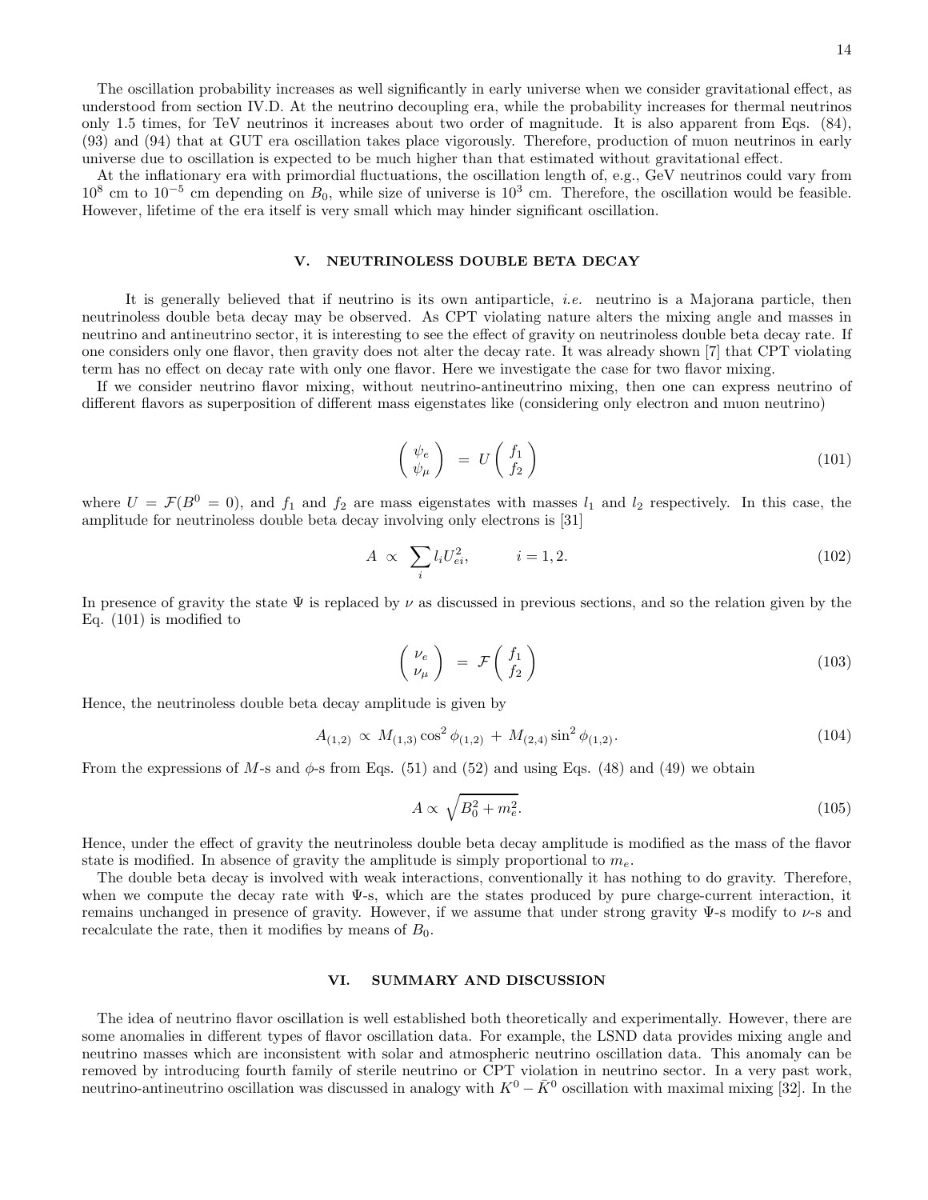The oscillation probability increases as well significantly in early universe when we consider gravitational effect, as understood from section IV.D. At the neutrino decoupling era, while the probability increases for thermal neutrinos only 1.5 times, for TeV neutrinos it increases about two order of magnitude. It is also apparent from Eqs. (84), (93) and (94) that at GUT era oscillation takes place vigorously. Therefore, production of muon neutrinos in early universe due to oscillation is expected to be much higher than that estimated without gravitational effect.

At the inflationary era with primordial fluctuations, the oscillation length of, e.g., GeV neutrinos could vary from $10^8$ cm to $10^{-5}$ cm depending on $B_0$, while size of universe is $10^3$ cm. Therefore, the oscillation would be feasible. However, lifetime of the era itself is very small which may hinder significant oscillation.

## V. NEUTRINOLESS DOUBLE BETA DECAY

It is generally believed that if neutrino is its own antiparticle, *i.e.* neutrino is a Majorana particle, then neutrinoless double beta decay may be observed. As CPT violating nature alters the mixing angle and masses in neutrino and antineutrino sector, it is interesting to see the effect of gravity on neutrinoless double beta decay rate. If one considers only one flavor, then gravity does not alter the decay rate. It was already shown [7] that CPT violating term has no effect on decay rate with only one flavor. Here we investigate the case for two flavor mixing.

If we consider neutrino flavor mixing, without neutrino-antineutrino mixing, then one can express neutrino of different flavors as superposition of different mass eigenstates like (considering only electron and muon neutrino)

$$\begin{pmatrix} \psi_e \\ \psi_\mu \end{pmatrix} = U \begin{pmatrix} f_1 \\ f_2 \end{pmatrix} \tag{101}$$

where $U = \mathcal{F}(B^0 = 0)$, and $f_1$ and $f_2$ are mass eigenstates with masses $l_1$ and $l_2$ respectively. In this case, the amplitude for neutrinoless double beta decay involving only electrons is [31]

$$A \propto \sum_i l_i U_{ei}^2, \qquad i = 1, 2. \tag{102}$$

In presence of gravity the state $\Psi$ is replaced by $\nu$ as discussed in previous sections, and so the relation given by the Eq. (101) is modified to

$$\begin{pmatrix} \nu_e \\ \nu_\mu \end{pmatrix} = \mathcal{F} \begin{pmatrix} f_1 \\ f_2 \end{pmatrix} \tag{103}$$

Hence, the neutrinoless double beta decay amplitude is given by

$$A_{(1,2)} \propto M_{(1,3)} \cos^2 \phi_{(1,2)} + M_{(2,4)} \sin^2 \phi_{(1,2)}. \tag{104}$$

From the expressions of $M$-s and $\phi$-s from Eqs. (51) and (52) and using Eqs. (48) and (49) we obtain

$$A \propto \sqrt{B_0^2 + m_e^2}. \tag{105}$$

Hence, under the effect of gravity the neutrinoless double beta decay amplitude is modified as the mass of the flavor state is modified. In absence of gravity the amplitude is simply proportional to $m_e$.

The double beta decay is involved with weak interactions, conventionally it has nothing to do gravity. Therefore, when we compute the decay rate with $\Psi$-s, which are the states produced by pure charge-current interaction, it remains unchanged in presence of gravity. However, if we assume that under strong gravity $\Psi$-s modify to $\nu$-s and recalculate the rate, then it modifies by means of $B_0$.

## VI. SUMMARY AND DISCUSSION

The idea of neutrino flavor oscillation is well established both theoretically and experimentally. However, there are some anomalies in different types of flavor oscillation data. For example, the LSND data provides mixing angle and neutrino masses which are inconsistent with solar and atmospheric neutrino oscillation data. This anomaly can be removed by introducing fourth family of sterile neutrino or CPT violation in neutrino sector. In a very past work, neutrino-antineutrino oscillation was discussed in analogy with $K^0 - \bar{K}^0$ oscillation with maximal mixing [32]. In the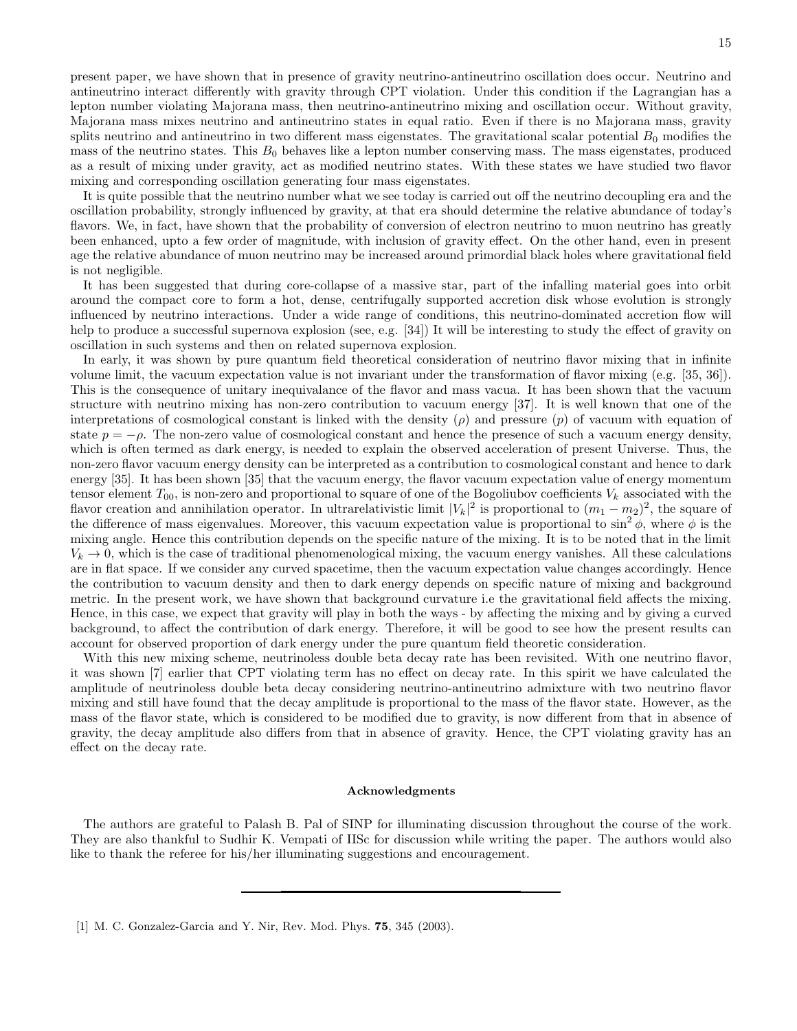present paper, we have shown that in presence of gravity neutrino-antineutrino oscillation does occur. Neutrino and antineutrino interact differently with gravity through CPT violation. Under this condition if the Lagrangian has a lepton number violating Majorana mass, then neutrino-antineutrino mixing and oscillation occur. Without gravity, Majorana mass mixes neutrino and antineutrino states in equal ratio. Even if there is no Majorana mass, gravity splits neutrino and antineutrino in two different mass eigenstates. The gravitational scalar potential $B_0$ modifies the mass of the neutrino states. This $B_0$ behaves like a lepton number conserving mass. The mass eigenstates, produced as a result of mixing under gravity, act as modified neutrino states. With these states we have studied two flavor mixing and corresponding oscillation generating four mass eigenstates.

It is quite possible that the neutrino number what we see today is carried out off the neutrino decoupling era and the oscillation probability, strongly influenced by gravity, at that era should determine the relative abundance of today's flavors. We, in fact, have shown that the probability of conversion of electron neutrino to muon neutrino has greatly been enhanced, upto a few order of magnitude, with inclusion of gravity effect. On the other hand, even in present age the relative abundance of muon neutrino may be increased around primordial black holes where gravitational field is not negligible.

It has been suggested that during core-collapse of a massive star, part of the infalling material goes into orbit around the compact core to form a hot, dense, centrifugally supported accretion disk whose evolution is strongly influenced by neutrino interactions. Under a wide range of conditions, this neutrino-dominated accretion flow will help to produce a successful supernova explosion (see, e.g. [34]) It will be interesting to study the effect of gravity on oscillation in such systems and then on related supernova explosion.

In early, it was shown by pure quantum field theoretical consideration of neutrino flavor mixing that in infinite volume limit, the vacuum expectation value is not invariant under the transformation of flavor mixing (e.g. [35, 36]). This is the consequence of unitary inequivalance of the flavor and mass vacua. It has been shown that the vacuum structure with neutrino mixing has non-zero contribution to vacuum energy [37]. It is well known that one of the interpretations of cosmological constant is linked with the density ($\rho$) and pressure ($p$) of vacuum with equation of state $p = -\rho$. The non-zero value of cosmological constant and hence the presence of such a vacuum energy density, which is often termed as dark energy, is needed to explain the observed acceleration of present Universe. Thus, the non-zero flavor vacuum energy density can be interpreted as a contribution to cosmological constant and hence to dark energy [35]. It has been shown [35] that the vacuum energy, the flavor vacuum expectation value of energy momentum tensor element $T_{00}$, is non-zero and proportional to square of one of the Bogoliubov coefficients $V_k$ associated with the flavor creation and annihilation operator. In ultrarelativistic limit $|V_k|^2$ is proportional to $(m_1 - m_2)^2$, the square of the difference of mass eigenvalues. Moreover, this vacuum expectation value is proportional to $\sin^2 \phi$, where $\phi$ is the mixing angle. Hence this contribution depends on the specific nature of the mixing. It is to be noted that in the limit $V_k \to 0$, which is the case of traditional phenomenological mixing, the vacuum energy vanishes. All these calculations are in flat space. If we consider any curved spacetime, then the vacuum expectation value changes accordingly. Hence the contribution to vacuum density and then to dark energy depends on specific nature of mixing and background metric. In the present work, we have shown that background curvature i.e the gravitational field affects the mixing. Hence, in this case, we expect that gravity will play in both the ways - by affecting the mixing and by giving a curved background, to affect the contribution of dark energy. Therefore, it will be good to see how the present results can account for observed proportion of dark energy under the pure quantum field theoretic consideration.

With this new mixing scheme, neutrinoless double beta decay rate has been revisited. With one neutrino flavor, it was shown [7] earlier that CPT violating term has no effect on decay rate. In this spirit we have calculated the amplitude of neutrinoless double beta decay considering neutrino-antineutrino admixture with two neutrino flavor mixing and still have found that the decay amplitude is proportional to the mass of the flavor state. However, as the mass of the flavor state, which is considered to be modified due to gravity, is now different from that in absence of gravity, the decay amplitude also differs from that in absence of gravity. Hence, the CPT violating gravity has an effect on the decay rate.

## Acknowledgments

The authors are grateful to Palash B. Pal of SINP for illuminating discussion throughout the course of the work. They are also thankful to Sudhir K. Vempati of IISc for discussion while writing the paper. The authors would also like to thank the referee for his/her illuminating suggestions and encouragement.

---

[1] M. C. Gonzalez-Garcia and Y. Nir, Rev. Mod. Phys. **75**, 345 (2003).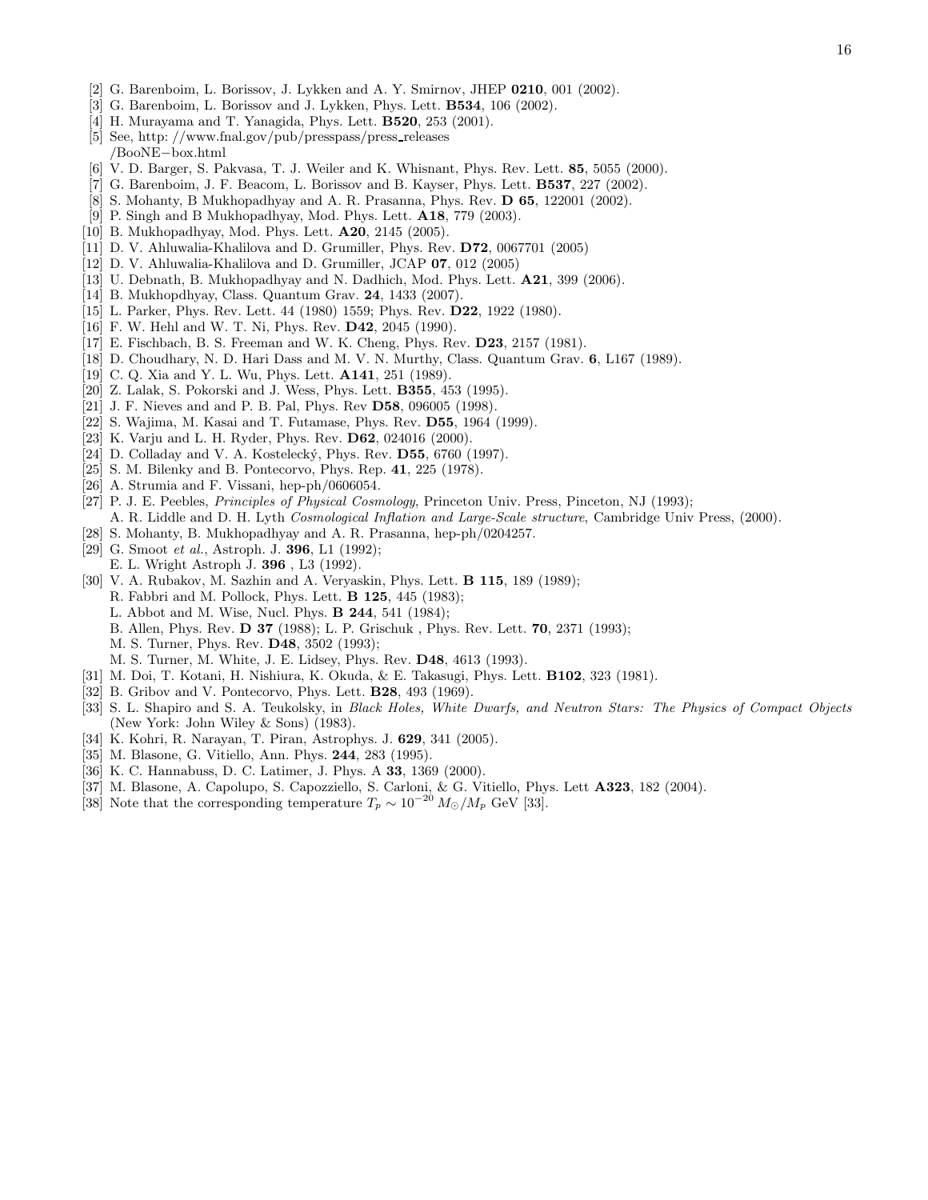[2] G. Barenboim, L. Borissov, J. Lykken and A. Y. Smirnov, JHEP **0210**, 001 (2002).
[3] G. Barenboim, L. Borissov and J. Lykken, Phys. Lett. **B534**, 106 (2002).
[4] H. Murayama and T. Yanagida, Phys. Lett. **B520**, 253 (2001).
[5] See, http: //www.fnal.gov/pub/presspass/press_releases /BooNE−box.html
[6] V. D. Barger, S. Pakvasa, T. J. Weiler and K. Whisnant, Phys. Rev. Lett. **85**, 5055 (2000).
[7] G. Barenboim, J. F. Beacom, L. Borissov and B. Kayser, Phys. Lett. **B537**, 227 (2002).
[8] S. Mohanty, B Mukhopadhyay and A. R. Prasanna, Phys. Rev. **D 65**, 122001 (2002).
[9] P. Singh and B Mukhopadhyay, Mod. Phys. Lett. **A18**, 779 (2003).
[10] B. Mukhopadhyay, Mod. Phys. Lett. **A20**, 2145 (2005).
[11] D. V. Ahluwalia-Khalilova and D. Grumiller, Phys. Rev. **D72**, 0067701 (2005)
[12] D. V. Ahluwalia-Khalilova and D. Grumiller, JCAP **07**, 012 (2005)
[13] U. Debnath, B. Mukhopadhyay and N. Dadhich, Mod. Phys. Lett. **A21**, 399 (2006).
[14] B. Mukhopdhyay, Class. Quantum Grav. **24**, 1433 (2007).
[15] L. Parker, Phys. Rev. Lett. 44 (1980) 1559; Phys. Rev. **D22**, 1922 (1980).
[16] F. W. Hehl and W. T. Ni, Phys. Rev. **D42**, 2045 (1990).
[17] E. Fischbach, B. S. Freeman and W. K. Cheng, Phys. Rev. **D23**, 2157 (1981).
[18] D. Choudhary, N. D. Hari Dass and M. V. N. Murthy, Class. Quantum Grav. **6**, L167 (1989).
[19] C. Q. Xia and Y. L. Wu, Phys. Lett. **A141**, 251 (1989).
[20] Z. Lalak, S. Pokorski and J. Wess, Phys. Lett. **B355**, 453 (1995).
[21] J. F. Nieves and and P. B. Pal, Phys. Rev **D58**, 096005 (1998).
[22] S. Wajima, M. Kasai and T. Futamase, Phys. Rev. **D55**, 1964 (1999).
[23] K. Varju and L. H. Ryder, Phys. Rev. **D62**, 024016 (2000).
[24] D. Colladay and V. A. Kostelecký, Phys. Rev. **D55**, 6760 (1997).
[25] S. M. Bilenky and B. Pontecorvo, Phys. Rep. **41**, 225 (1978).
[26] A. Strumia and F. Vissani, hep-ph/0606054.
[27] P. J. E. Peebles, *Principles of Physical Cosmology*, Princeton Univ. Press, Pinceton, NJ (1993); A. R. Liddle and D. H. Lyth *Cosmological Inflation and Large-Scale structure*, Cambridge Univ Press, (2000).
[28] S. Mohanty, B. Mukhopadhyay and A. R. Prasanna, hep-ph/0204257.
[29] G. Smoot *et al.*, Astroph. J. **396**, L1 (1992); E. L. Wright Astroph J. **396** , L3 (1992).
[30] V. A. Rubakov, M. Sazhin and A. Veryaskin, Phys. Lett. **B 115**, 189 (1989); R. Fabbri and M. Pollock, Phys. Lett. **B 125**, 445 (1983); L. Abbot and M. Wise, Nucl. Phys. **B 244**, 541 (1984); B. Allen, Phys. Rev. **D 37** (1988); L. P. Grischuk , Phys. Rev. Lett. **70**, 2371 (1993); M. S. Turner, Phys. Rev. **D48**, 3502 (1993); M. S. Turner, M. White, J. E. Lidsey, Phys. Rev. **D48**, 4613 (1993).
[31] M. Doi, T. Kotani, H. Nishiura, K. Okuda, & E. Takasugi, Phys. Lett. **B102**, 323 (1981).
[32] B. Gribov and V. Pontecorvo, Phys. Lett. **B28**, 493 (1969).
[33] S. L. Shapiro and S. A. Teukolsky, in *Black Holes, White Dwarfs, and Neutron Stars: The Physics of Compact Objects* (New York: John Wiley & Sons) (1983).
[34] K. Kohri, R. Narayan, T. Piran, Astrophys. J. **629**, 341 (2005).
[35] M. Blasone, G. Vitiello, Ann. Phys. **244**, 283 (1995).
[36] K. C. Hannabuss, D. C. Latimer, J. Phys. A **33**, 1369 (2000).
[37] M. Blasone, A. Capolupo, S. Capozziello, S. Carloni, & G. Vitiello, Phys. Lett **A323**, 182 (2004).
[38] Note that the corresponding temperature $T_p \sim 10^{-20}\, M_\odot/M_p$ GeV [33].